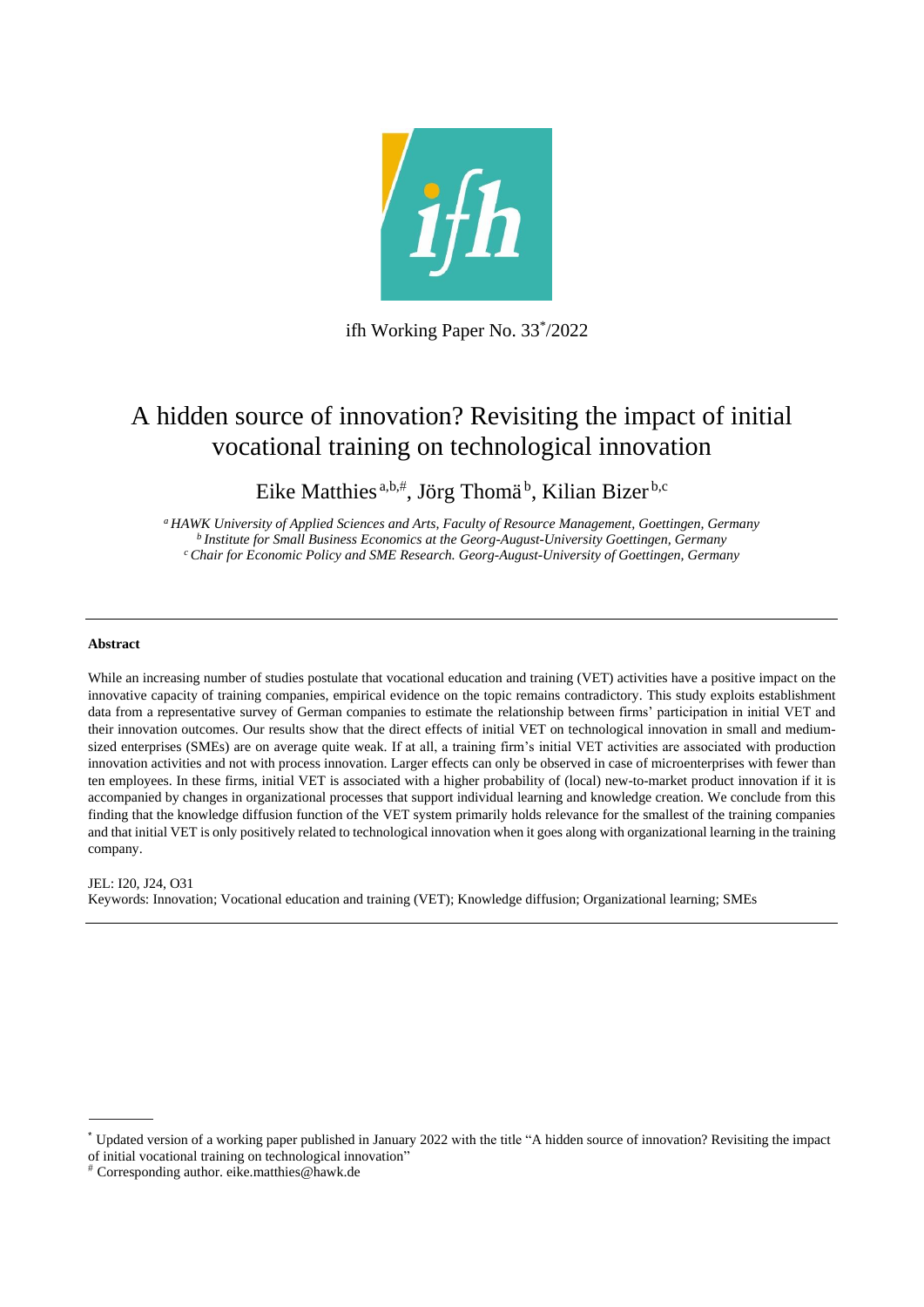ifh Working Paper No. 33[*]/2022

# A hidden source of innovation? Revisiting the impact of initial vocational training on technological innovation

Eike Matthies[a,b,#], Jörg Thomä[b], Kilian Bizer[b,c]

[a] *HAWK University of Applied Sciences and Arts, Faculty of Resource Management, Goettingen, Germany*
[b] *Institute for Small Business Economics at the Georg-August-University Goettingen, Germany*
[c] *Chair for Economic Policy and SME Research. Georg-August-University of Goettingen, Germany*

---

**Abstract**

While an increasing number of studies postulate that vocational education and training (VET) activities have a positive impact on the innovative capacity of training companies, empirical evidence on the topic remains contradictory. This study exploits establishment data from a representative survey of German companies to estimate the relationship between firms' participation in initial VET and their innovation outcomes. Our results show that the direct effects of initial VET on technological innovation in small and medium-sized enterprises (SMEs) are on average quite weak. If at all, a training firm's initial VET activities are associated with production innovation activities and not with process innovation. Larger effects can only be observed in case of microenterprises with fewer than ten employees. In these firms, initial VET is associated with a higher probability of (local) new-to-market product innovation if it is accompanied by changes in organizational processes that support individual learning and knowledge creation. We conclude from this finding that the knowledge diffusion function of the VET system primarily holds relevance for the smallest of the training companies and that initial VET is only positively related to technological innovation when it goes along with organizational learning in the training company.

JEL: I20, J24, O31
Keywords: Innovation; Vocational education and training (VET); Knowledge diffusion; Organizational learning; SMEs

---

[*] Updated version of a working paper published in January 2022 with the title "A hidden source of innovation? Revisiting the impact of initial vocational training on technological innovation"

[#] Corresponding author. eike.matthies@hawk.de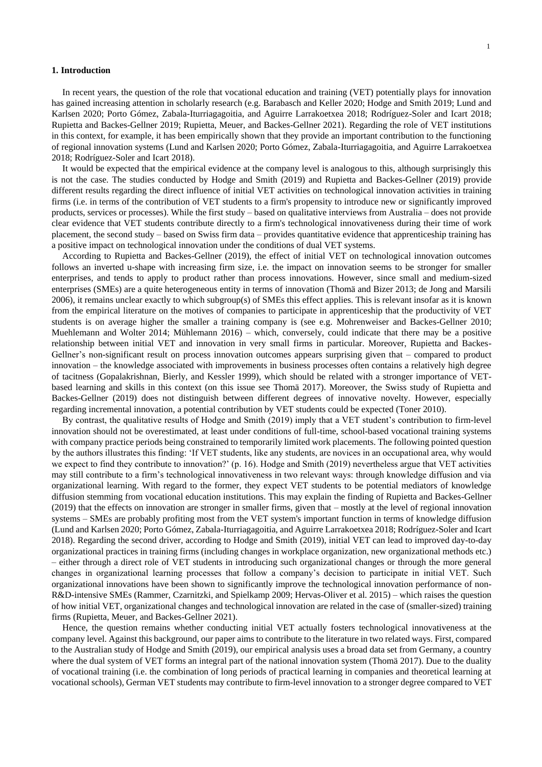## 1. Introduction

In recent years, the question of the role that vocational education and training (VET) potentially plays for innovation has gained increasing attention in scholarly research (e.g. Barabasch and Keller 2020; Hodge and Smith 2019; Lund and Karlsen 2020; Porto Gómez, Zabala-Iturriagagoitia, and Aguirre Larrakoetxea 2018; Rodríguez-Soler and Icart 2018; Rupietta and Backes-Gellner 2019; Rupietta, Meuer, and Backes-Gellner 2021). Regarding the role of VET institutions in this context, for example, it has been empirically shown that they provide an important contribution to the functioning of regional innovation systems (Lund and Karlsen 2020; Porto Gómez, Zabala-Iturriagagoitia, and Aguirre Larrakoetxea 2018; Rodríguez-Soler and Icart 2018).

It would be expected that the empirical evidence at the company level is analogous to this, although surprisingly this is not the case. The studies conducted by Hodge and Smith (2019) and Rupietta and Backes-Gellner (2019) provide different results regarding the direct influence of initial VET activities on technological innovation activities in training firms (i.e. in terms of the contribution of VET students to a firm's propensity to introduce new or significantly improved products, services or processes). While the first study – based on qualitative interviews from Australia – does not provide clear evidence that VET students contribute directly to a firm's technological innovativeness during their time of work placement, the second study – based on Swiss firm data – provides quantitative evidence that apprenticeship training has a positive impact on technological innovation under the conditions of dual VET systems.

According to Rupietta and Backes-Gellner (2019), the effect of initial VET on technological innovation outcomes follows an inverted u-shape with increasing firm size, i.e. the impact on innovation seems to be stronger for smaller enterprises, and tends to apply to product rather than process innovations. However, since small and medium-sized enterprises (SMEs) are a quite heterogeneous entity in terms of innovation (Thomä and Bizer 2013; de Jong and Marsili 2006), it remains unclear exactly to which subgroup(s) of SMEs this effect applies. This is relevant insofar as it is known from the empirical literature on the motives of companies to participate in apprenticeship that the productivity of VET students is on average higher the smaller a training company is (see e.g. Mohrenweiser and Backes-Gellner 2010; Muehlemann and Wolter 2014; Mühlemann 2016) – which, conversely, could indicate that there may be a positive relationship between initial VET and innovation in very small firms in particular. Moreover, Rupietta and Backes-Gellner's non-significant result on process innovation outcomes appears surprising given that – compared to product innovation – the knowledge associated with improvements in business processes often contains a relatively high degree of tacitness (Gopalakrishnan, Bierly, and Kessler 1999), which should be related with a stronger importance of VET-based learning and skills in this context (on this issue see Thomä 2017). Moreover, the Swiss study of Rupietta and Backes-Gellner (2019) does not distinguish between different degrees of innovative novelty. However, especially regarding incremental innovation, a potential contribution by VET students could be expected (Toner 2010).

By contrast, the qualitative results of Hodge and Smith (2019) imply that a VET student's contribution to firm-level innovation should not be overestimated, at least under conditions of full-time, school-based vocational training systems with company practice periods being constrained to temporarily limited work placements. The following pointed question by the authors illustrates this finding: 'If VET students, like any students, are novices in an occupational area, why would we expect to find they contribute to innovation?' (p. 16). Hodge and Smith (2019) nevertheless argue that VET activities may still contribute to a firm's technological innovativeness in two relevant ways: through knowledge diffusion and via organizational learning. With regard to the former, they expect VET students to be potential mediators of knowledge diffusion stemming from vocational education institutions. This may explain the finding of Rupietta and Backes-Gellner (2019) that the effects on innovation are stronger in smaller firms, given that – mostly at the level of regional innovation systems – SMEs are probably profiting most from the VET system's important function in terms of knowledge diffusion (Lund and Karlsen 2020; Porto Gómez, Zabala-Iturriagagoitia, and Aguirre Larrakoetxea 2018; Rodríguez-Soler and Icart 2018). Regarding the second driver, according to Hodge and Smith (2019), initial VET can lead to improved day-to-day organizational practices in training firms (including changes in workplace organization, new organizational methods etc.) – either through a direct role of VET students in introducing such organizational changes or through the more general changes in organizational learning processes that follow a company's decision to participate in initial VET. Such organizational innovations have been shown to significantly improve the technological innovation performance of non-R&D-intensive SMEs (Rammer, Czarnitzki, and Spielkamp 2009; Hervas-Oliver et al. 2015) – which raises the question of how initial VET, organizational changes and technological innovation are related in the case of (smaller-sized) training firms (Rupietta, Meuer, and Backes-Gellner 2021).

Hence, the question remains whether conducting initial VET actually fosters technological innovativeness at the company level. Against this background, our paper aims to contribute to the literature in two related ways. First, compared to the Australian study of Hodge and Smith (2019), our empirical analysis uses a broad data set from Germany, a country where the dual system of VET forms an integral part of the national innovation system (Thomä 2017). Due to the duality of vocational training (i.e. the combination of long periods of practical learning in companies and theoretical learning at vocational schools), German VET students may contribute to firm-level innovation to a stronger degree compared to VET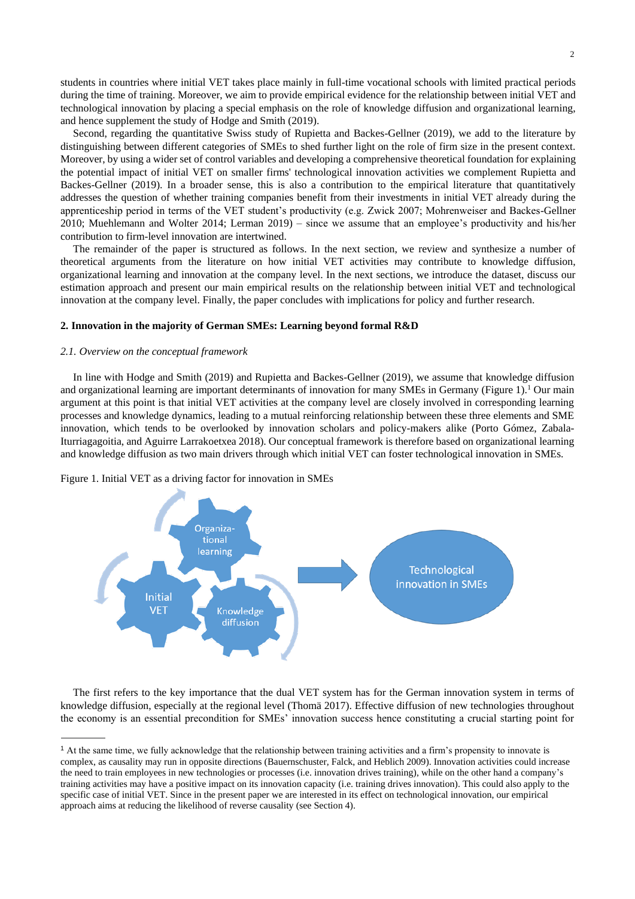students in countries where initial VET takes place mainly in full-time vocational schools with limited practical periods during the time of training. Moreover, we aim to provide empirical evidence for the relationship between initial VET and technological innovation by placing a special emphasis on the role of knowledge diffusion and organizational learning, and hence supplement the study of Hodge and Smith (2019).

Second, regarding the quantitative Swiss study of Rupietta and Backes-Gellner (2019), we add to the literature by distinguishing between different categories of SMEs to shed further light on the role of firm size in the present context. Moreover, by using a wider set of control variables and developing a comprehensive theoretical foundation for explaining the potential impact of initial VET on smaller firms' technological innovation activities we complement Rupietta and Backes-Gellner (2019). In a broader sense, this is also a contribution to the empirical literature that quantitatively addresses the question of whether training companies benefit from their investments in initial VET already during the apprenticeship period in terms of the VET student's productivity (e.g. Zwick 2007; Mohrenweiser and Backes-Gellner 2010; Muehlemann and Wolter 2014; Lerman 2019) – since we assume that an employee's productivity and his/her contribution to firm-level innovation are intertwined.

The remainder of the paper is structured as follows. In the next section, we review and synthesize a number of theoretical arguments from the literature on how initial VET activities may contribute to knowledge diffusion, organizational learning and innovation at the company level. In the next sections, we introduce the dataset, discuss our estimation approach and present our main empirical results on the relationship between initial VET and technological innovation at the company level. Finally, the paper concludes with implications for policy and further research.

## 2. Innovation in the majority of German SMEs: Learning beyond formal R&D

### *2.1. Overview on the conceptual framework*

In line with Hodge and Smith (2019) and Rupietta and Backes-Gellner (2019), we assume that knowledge diffusion and organizational learning are important determinants of innovation for many SMEs in Germany (Figure 1).[1] Our main argument at this point is that initial VET activities at the company level are closely involved in corresponding learning processes and knowledge dynamics, leading to a mutual reinforcing relationship between these three elements and SME innovation, which tends to be overlooked by innovation scholars and policy-makers alike (Porto Gómez, Zabala-Iturriagagoitia, and Aguirre Larrakoetxea 2018). Our conceptual framework is therefore based on organizational learning and knowledge diffusion as two main drivers through which initial VET can foster technological innovation in SMEs.

Figure 1. Initial VET as a driving factor for innovation in SMEs

The first refers to the key importance that the dual VET system has for the German innovation system in terms of knowledge diffusion, especially at the regional level (Thomä 2017). Effective diffusion of new technologies throughout the economy is an essential precondition for SMEs' innovation success hence constituting a crucial starting point for

---

[1] At the same time, we fully acknowledge that the relationship between training activities and a firm's propensity to innovate is complex, as causality may run in opposite directions (Bauernschuster, Falck, and Heblich 2009). Innovation activities could increase the need to train employees in new technologies or processes (i.e. innovation drives training), while on the other hand a company's training activities may have a positive impact on its innovation capacity (i.e. training drives innovation). This could also apply to the specific case of initial VET. Since in the present paper we are interested in its effect on technological innovation, our empirical approach aims at reducing the likelihood of reverse causality (see Section 4).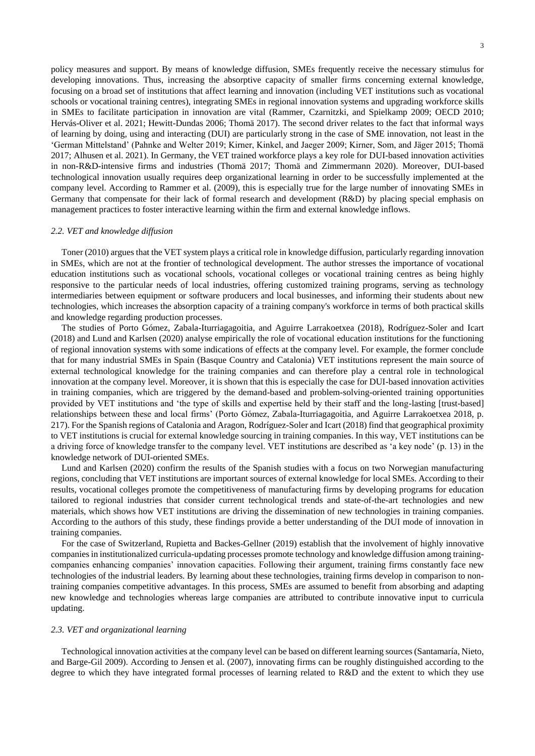policy measures and support. By means of knowledge diffusion, SMEs frequently receive the necessary stimulus for developing innovations. Thus, increasing the absorptive capacity of smaller firms concerning external knowledge, focusing on a broad set of institutions that affect learning and innovation (including VET institutions such as vocational schools or vocational training centres), integrating SMEs in regional innovation systems and upgrading workforce skills in SMEs to facilitate participation in innovation are vital (Rammer, Czarnitzki, and Spielkamp 2009; OECD 2010; Hervás-Oliver et al. 2021; Hewitt-Dundas 2006; Thomä 2017). The second driver relates to the fact that informal ways of learning by doing, using and interacting (DUI) are particularly strong in the case of SME innovation, not least in the 'German Mittelstand' (Pahnke and Welter 2019; Kirner, Kinkel, and Jaeger 2009; Kirner, Som, and Jäger 2015; Thomä 2017; Alhusen et al. 2021). In Germany, the VET trained workforce plays a key role for DUI-based innovation activities in non-R&D-intensive firms and industries (Thomä 2017; Thomä and Zimmermann 2020). Moreover, DUI-based technological innovation usually requires deep organizational learning in order to be successfully implemented at the company level. According to Rammer et al. (2009), this is especially true for the large number of innovating SMEs in Germany that compensate for their lack of formal research and development (R&D) by placing special emphasis on management practices to foster interactive learning within the firm and external knowledge inflows.

### *2.2. VET and knowledge diffusion*

Toner (2010) argues that the VET system plays a critical role in knowledge diffusion, particularly regarding innovation in SMEs, which are not at the frontier of technological development. The author stresses the importance of vocational education institutions such as vocational schools, vocational colleges or vocational training centres as being highly responsive to the particular needs of local industries, offering customized training programs, serving as technology intermediaries between equipment or software producers and local businesses, and informing their students about new technologies, which increases the absorption capacity of a training company's workforce in terms of both practical skills and knowledge regarding production processes.

The studies of Porto Gómez, Zabala-Iturriagagoitia, and Aguirre Larrakoetxea (2018), Rodríguez-Soler and Icart (2018) and Lund and Karlsen (2020) analyse empirically the role of vocational education institutions for the functioning of regional innovation systems with some indications of effects at the company level. For example, the former conclude that for many industrial SMEs in Spain (Basque Country and Catalonia) VET institutions represent the main source of external technological knowledge for the training companies and can therefore play a central role in technological innovation at the company level. Moreover, it is shown that this is especially the case for DUI-based innovation activities in training companies, which are triggered by the demand-based and problem-solving-oriented training opportunities provided by VET institutions and 'the type of skills and expertise held by their staff and the long-lasting [trust-based] relationships between these and local firms' (Porto Gómez, Zabala-Iturriagagoitia, and Aguirre Larrakoetxea 2018, p. 217). For the Spanish regions of Catalonia and Aragon, Rodríguez-Soler and Icart (2018) find that geographical proximity to VET institutions is crucial for external knowledge sourcing in training companies. In this way, VET institutions can be a driving force of knowledge transfer to the company level. VET institutions are described as 'a key node' (p. 13) in the knowledge network of DUI-oriented SMEs.

Lund and Karlsen (2020) confirm the results of the Spanish studies with a focus on two Norwegian manufacturing regions, concluding that VET institutions are important sources of external knowledge for local SMEs. According to their results, vocational colleges promote the competitiveness of manufacturing firms by developing programs for education tailored to regional industries that consider current technological trends and state-of-the-art technologies and new materials, which shows how VET institutions are driving the dissemination of new technologies in training companies. According to the authors of this study, these findings provide a better understanding of the DUI mode of innovation in training companies.

For the case of Switzerland, Rupietta and Backes-Gellner (2019) establish that the involvement of highly innovative companies in institutionalized curricula-updating processes promote technology and knowledge diffusion among training-companies enhancing companies' innovation capacities. Following their argument, training firms constantly face new technologies of the industrial leaders. By learning about these technologies, training firms develop in comparison to non-training companies competitive advantages. In this process, SMEs are assumed to benefit from absorbing and adapting new knowledge and technologies whereas large companies are attributed to contribute innovative input to curricula updating.

### *2.3. VET and organizational learning*

Technological innovation activities at the company level can be based on different learning sources (Santamaría, Nieto, and Barge-Gil 2009). According to Jensen et al. (2007), innovating firms can be roughly distinguished according to the degree to which they have integrated formal processes of learning related to R&D and the extent to which they use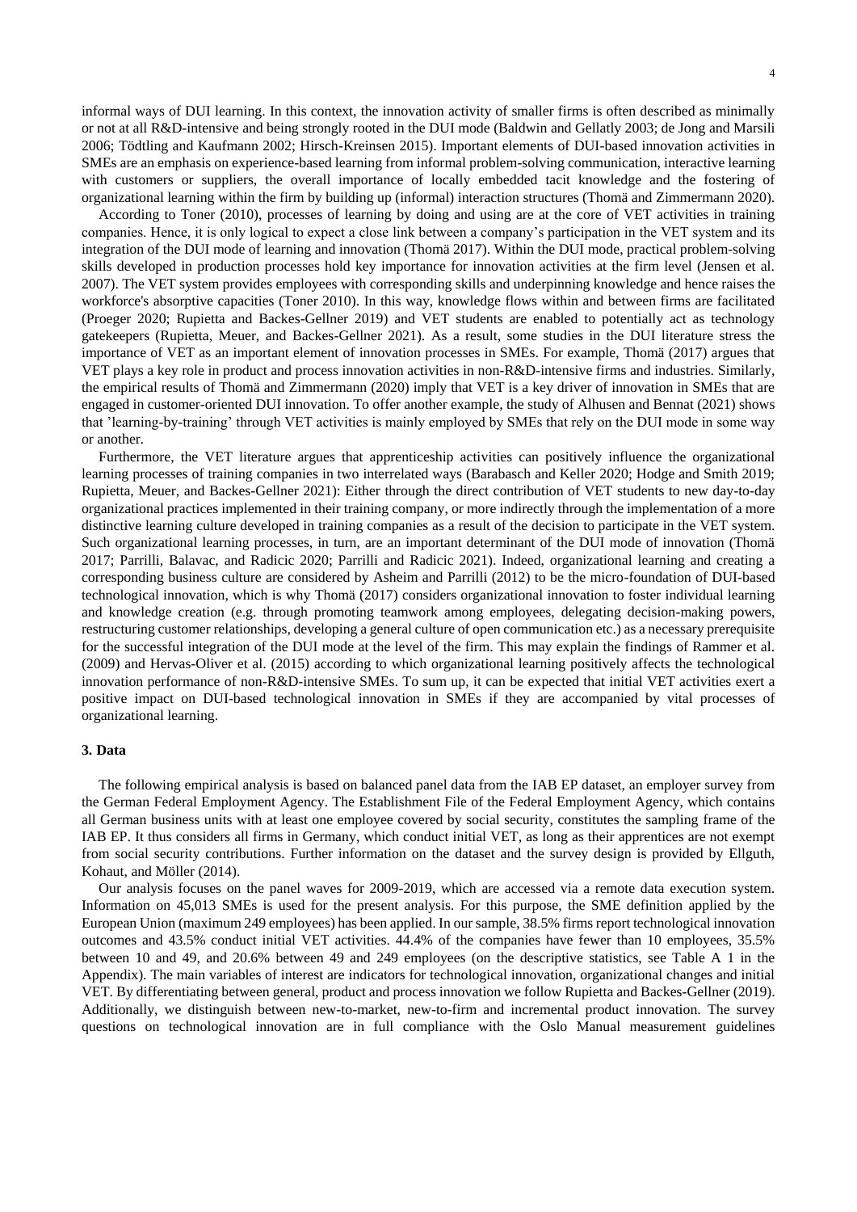informal ways of DUI learning. In this context, the innovation activity of smaller firms is often described as minimally or not at all R&D-intensive and being strongly rooted in the DUI mode (Baldwin and Gellatly 2003; de Jong and Marsili 2006; Tödtling and Kaufmann 2002; Hirsch-Kreinsen 2015). Important elements of DUI-based innovation activities in SMEs are an emphasis on experience-based learning from informal problem-solving communication, interactive learning with customers or suppliers, the overall importance of locally embedded tacit knowledge and the fostering of organizational learning within the firm by building up (informal) interaction structures (Thomä and Zimmermann 2020).

According to Toner (2010), processes of learning by doing and using are at the core of VET activities in training companies. Hence, it is only logical to expect a close link between a company's participation in the VET system and its integration of the DUI mode of learning and innovation (Thomä 2017). Within the DUI mode, practical problem-solving skills developed in production processes hold key importance for innovation activities at the firm level (Jensen et al. 2007). The VET system provides employees with corresponding skills and underpinning knowledge and hence raises the workforce's absorptive capacities (Toner 2010). In this way, knowledge flows within and between firms are facilitated (Proeger 2020; Rupietta and Backes-Gellner 2019) and VET students are enabled to potentially act as technology gatekeepers (Rupietta, Meuer, and Backes-Gellner 2021). As a result, some studies in the DUI literature stress the importance of VET as an important element of innovation processes in SMEs. For example, Thomä (2017) argues that VET plays a key role in product and process innovation activities in non-R&D-intensive firms and industries. Similarly, the empirical results of Thomä and Zimmermann (2020) imply that VET is a key driver of innovation in SMEs that are engaged in customer-oriented DUI innovation. To offer another example, the study of Alhusen and Bennat (2021) shows that 'learning-by-training' through VET activities is mainly employed by SMEs that rely on the DUI mode in some way or another.

Furthermore, the VET literature argues that apprenticeship activities can positively influence the organizational learning processes of training companies in two interrelated ways (Barabasch and Keller 2020; Hodge and Smith 2019; Rupietta, Meuer, and Backes-Gellner 2021): Either through the direct contribution of VET students to new day-to-day organizational practices implemented in their training company, or more indirectly through the implementation of a more distinctive learning culture developed in training companies as a result of the decision to participate in the VET system. Such organizational learning processes, in turn, are an important determinant of the DUI mode of innovation (Thomä 2017; Parrilli, Balavac, and Radicic 2020; Parrilli and Radicic 2021). Indeed, organizational learning and creating a corresponding business culture are considered by Asheim and Parrilli (2012) to be the micro-foundation of DUI-based technological innovation, which is why Thomä (2017) considers organizational innovation to foster individual learning and knowledge creation (e.g. through promoting teamwork among employees, delegating decision-making powers, restructuring customer relationships, developing a general culture of open communication etc.) as a necessary prerequisite for the successful integration of the DUI mode at the level of the firm. This may explain the findings of Rammer et al. (2009) and Hervas-Oliver et al. (2015) according to which organizational learning positively affects the technological innovation performance of non-R&D-intensive SMEs. To sum up, it can be expected that initial VET activities exert a positive impact on DUI-based technological innovation in SMEs if they are accompanied by vital processes of organizational learning.

## 3. Data

The following empirical analysis is based on balanced panel data from the IAB EP dataset, an employer survey from the German Federal Employment Agency. The Establishment File of the Federal Employment Agency, which contains all German business units with at least one employee covered by social security, constitutes the sampling frame of the IAB EP. It thus considers all firms in Germany, which conduct initial VET, as long as their apprentices are not exempt from social security contributions. Further information on the dataset and the survey design is provided by Ellguth, Kohaut, and Möller (2014).

Our analysis focuses on the panel waves for 2009-2019, which are accessed via a remote data execution system. Information on 45,013 SMEs is used for the present analysis. For this purpose, the SME definition applied by the European Union (maximum 249 employees) has been applied. In our sample, 38.5% firms report technological innovation outcomes and 43.5% conduct initial VET activities. 44.4% of the companies have fewer than 10 employees, 35.5% between 10 and 49, and 20.6% between 49 and 249 employees (on the descriptive statistics, see Table A 1 in the Appendix). The main variables of interest are indicators for technological innovation, organizational changes and initial VET. By differentiating between general, product and process innovation we follow Rupietta and Backes-Gellner (2019). Additionally, we distinguish between new-to-market, new-to-firm and incremental product innovation. The survey questions on technological innovation are in full compliance with the Oslo Manual measurement guidelines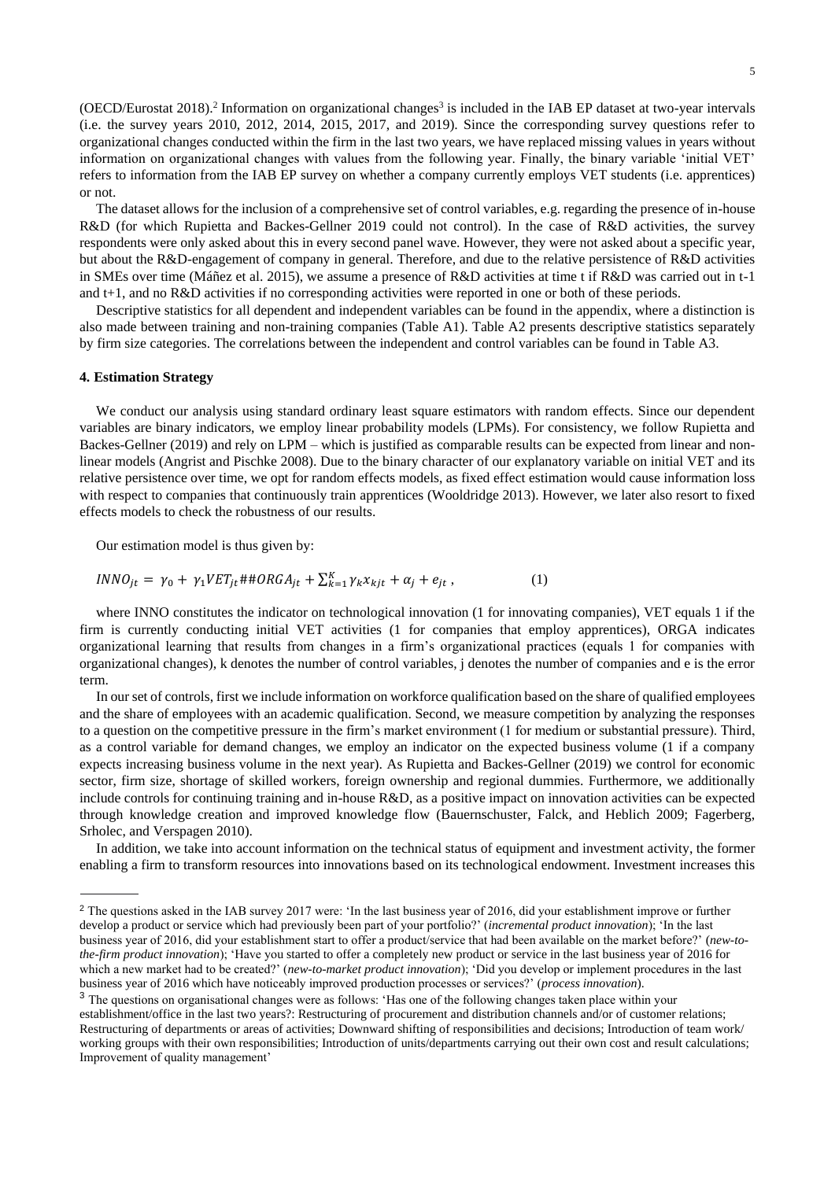(OECD/Eurostat 2018).[2] Information on organizational changes[3] is included in the IAB EP dataset at two-year intervals (i.e. the survey years 2010, 2012, 2014, 2015, 2017, and 2019). Since the corresponding survey questions refer to organizational changes conducted within the firm in the last two years, we have replaced missing values in years without information on organizational changes with values from the following year. Finally, the binary variable 'initial VET' refers to information from the IAB EP survey on whether a company currently employs VET students (i.e. apprentices) or not.

The dataset allows for the inclusion of a comprehensive set of control variables, e.g. regarding the presence of in-house R&D (for which Rupietta and Backes-Gellner 2019 could not control). In the case of R&D activities, the survey respondents were only asked about this in every second panel wave. However, they were not asked about a specific year, but about the R&D-engagement of company in general. Therefore, and due to the relative persistence of R&D activities in SMEs over time (Máñez et al. 2015), we assume a presence of R&D activities at time t if R&D was carried out in t-1 and t+1, and no R&D activities if no corresponding activities were reported in one or both of these periods.

Descriptive statistics for all dependent and independent variables can be found in the appendix, where a distinction is also made between training and non-training companies (Table A1). Table A2 presents descriptive statistics separately by firm size categories. The correlations between the independent and control variables can be found in Table A3.

#### 4. Estimation Strategy

We conduct our analysis using standard ordinary least square estimators with random effects. Since our dependent variables are binary indicators, we employ linear probability models (LPMs). For consistency, we follow Rupietta and Backes-Gellner (2019) and rely on LPM – which is justified as comparable results can be expected from linear and non-linear models (Angrist and Pischke 2008). Due to the binary character of our explanatory variable on initial VET and its relative persistence over time, we opt for random effects models, as fixed effect estimation would cause information loss with respect to companies that continuously train apprentices (Wooldridge 2013). However, we later also resort to fixed effects models to check the robustness of our results.

Our estimation model is thus given by:

$$INNO_{jt} = \gamma_0 + \gamma_1 VET_{jt}\#\#ORGA_{jt} + \sum_{k=1}^{K} \gamma_k x_{kjt} + \alpha_j + e_{jt}\,, \qquad (1)$$

where INNO constitutes the indicator on technological innovation (1 for innovating companies), VET equals 1 if the firm is currently conducting initial VET activities (1 for companies that employ apprentices), ORGA indicates organizational learning that results from changes in a firm's organizational practices (equals 1 for companies with organizational changes), k denotes the number of control variables, j denotes the number of companies and e is the error term.

In our set of controls, first we include information on workforce qualification based on the share of qualified employees and the share of employees with an academic qualification. Second, we measure competition by analyzing the responses to a question on the competitive pressure in the firm's market environment (1 for medium or substantial pressure). Third, as a control variable for demand changes, we employ an indicator on the expected business volume (1 if a company expects increasing business volume in the next year). As Rupietta and Backes-Gellner (2019) we control for economic sector, firm size, shortage of skilled workers, foreign ownership and regional dummies. Furthermore, we additionally include controls for continuing training and in-house R&D, as a positive impact on innovation activities can be expected through knowledge creation and improved knowledge flow (Bauernschuster, Falck, and Heblich 2009; Fagerberg, Srholec, and Verspagen 2010).

In addition, we take into account information on the technical status of equipment and investment activity, the former enabling a firm to transform resources into innovations based on its technological endowment. Investment increases this

---

[2] The questions asked in the IAB survey 2017 were: 'In the last business year of 2016, did your establishment improve or further develop a product or service which had previously been part of your portfolio?' (*incremental product innovation*); 'In the last business year of 2016, did your establishment start to offer a product/service that had been available on the market before?' (*new-to-the-firm product innovation*); 'Have you started to offer a completely new product or service in the last business year of 2016 for which a new market had to be created?' (*new-to-market product innovation*); 'Did you develop or implement procedures in the last business year of 2016 which have noticeably improved production processes or services?' (*process innovation*).

[3] The questions on organisational changes were as follows: 'Has one of the following changes taken place within your establishment/office in the last two years?: Restructuring of procurement and distribution channels and/or of customer relations; Restructuring of departments or areas of activities; Downward shifting of responsibilities and decisions; Introduction of team work/ working groups with their own responsibilities; Introduction of units/departments carrying out their own cost and result calculations; Improvement of quality management'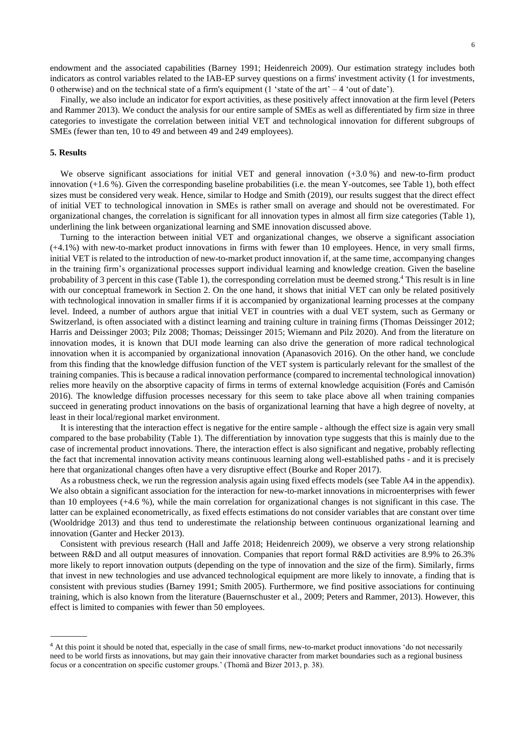endowment and the associated capabilities (Barney 1991; Heidenreich 2009). Our estimation strategy includes both indicators as control variables related to the IAB-EP survey questions on a firms' investment activity (1 for investments, 0 otherwise) and on the technical state of a firm's equipment (1 'state of the art' – 4 'out of date').

Finally, we also include an indicator for export activities, as these positively affect innovation at the firm level (Peters and Rammer 2013). We conduct the analysis for our entire sample of SMEs as well as differentiated by firm size in three categories to investigate the correlation between initial VET and technological innovation for different subgroups of SMEs (fewer than ten, 10 to 49 and between 49 and 249 employees).

## 5. Results

We observe significant associations for initial VET and general innovation (+3.0 %) and new-to-firm product innovation (+1.6 %). Given the corresponding baseline probabilities (i.e. the mean Y-outcomes, see Table 1), both effect sizes must be considered very weak. Hence, similar to Hodge and Smith (2019), our results suggest that the direct effect of initial VET to technological innovation in SMEs is rather small on average and should not be overestimated. For organizational changes, the correlation is significant for all innovation types in almost all firm size categories (Table 1), underlining the link between organizational learning and SME innovation discussed above.

Turning to the interaction between initial VET and organizational changes, we observe a significant association (+4.1%) with new-to-market product innovations in firms with fewer than 10 employees. Hence, in very small firms, initial VET is related to the introduction of new-to-market product innovation if, at the same time, accompanying changes in the training firm's organizational processes support individual learning and knowledge creation. Given the baseline probability of 3 percent in this case (Table 1), the corresponding correlation must be deemed strong.[4] This result is in line with our conceptual framework in Section 2. On the one hand, it shows that initial VET can only be related positively with technological innovation in smaller firms if it is accompanied by organizational learning processes at the company level. Indeed, a number of authors argue that initial VET in countries with a dual VET system, such as Germany or Switzerland, is often associated with a distinct learning and training culture in training firms (Thomas Deissinger 2012; Harris and Deissinger 2003; Pilz 2008; Thomas; Deissinger 2015; Wiemann and Pilz 2020). And from the literature on innovation modes, it is known that DUI mode learning can also drive the generation of more radical technological innovation when it is accompanied by organizational innovation (Apanasovich 2016). On the other hand, we conclude from this finding that the knowledge diffusion function of the VET system is particularly relevant for the smallest of the training companies. This is because a radical innovation performance (compared to incremental technological innovation) relies more heavily on the absorptive capacity of firms in terms of external knowledge acquisition (Forés and Camisón 2016). The knowledge diffusion processes necessary for this seem to take place above all when training companies succeed in generating product innovations on the basis of organizational learning that have a high degree of novelty, at least in their local/regional market environment.

It is interesting that the interaction effect is negative for the entire sample - although the effect size is again very small compared to the base probability (Table 1). The differentiation by innovation type suggests that this is mainly due to the case of incremental product innovations. There, the interaction effect is also significant and negative, probably reflecting the fact that incremental innovation activity means continuous learning along well-established paths - and it is precisely here that organizational changes often have a very disruptive effect (Bourke and Roper 2017).

As a robustness check, we run the regression analysis again using fixed effects models (see Table A4 in the appendix). We also obtain a significant association for the interaction for new-to-market innovations in microenterprises with fewer than 10 employees (+4.6 %), while the main correlation for organizational changes is not significant in this case. The latter can be explained econometrically, as fixed effects estimations do not consider variables that are constant over time (Wooldridge 2013) and thus tend to underestimate the relationship between continuous organizational learning and innovation (Ganter and Hecker 2013).

Consistent with previous research (Hall and Jaffe 2018; Heidenreich 2009), we observe a very strong relationship between R&D and all output measures of innovation. Companies that report formal R&D activities are 8.9% to 26.3% more likely to report innovation outputs (depending on the type of innovation and the size of the firm). Similarly, firms that invest in new technologies and use advanced technological equipment are more likely to innovate, a finding that is consistent with previous studies (Barney 1991; Smith 2005). Furthermore, we find positive associations for continuing training, which is also known from the literature (Bauernschuster et al., 2009; Peters and Rammer, 2013). However, this effect is limited to companies with fewer than 50 employees.

[4] At this point it should be noted that, especially in the case of small firms, new-to-market product innovations 'do not necessarily need to be world firsts as innovations, but may gain their innovative character from market boundaries such as a regional business focus or a concentration on specific customer groups.' (Thomä and Bizer 2013, p. 38).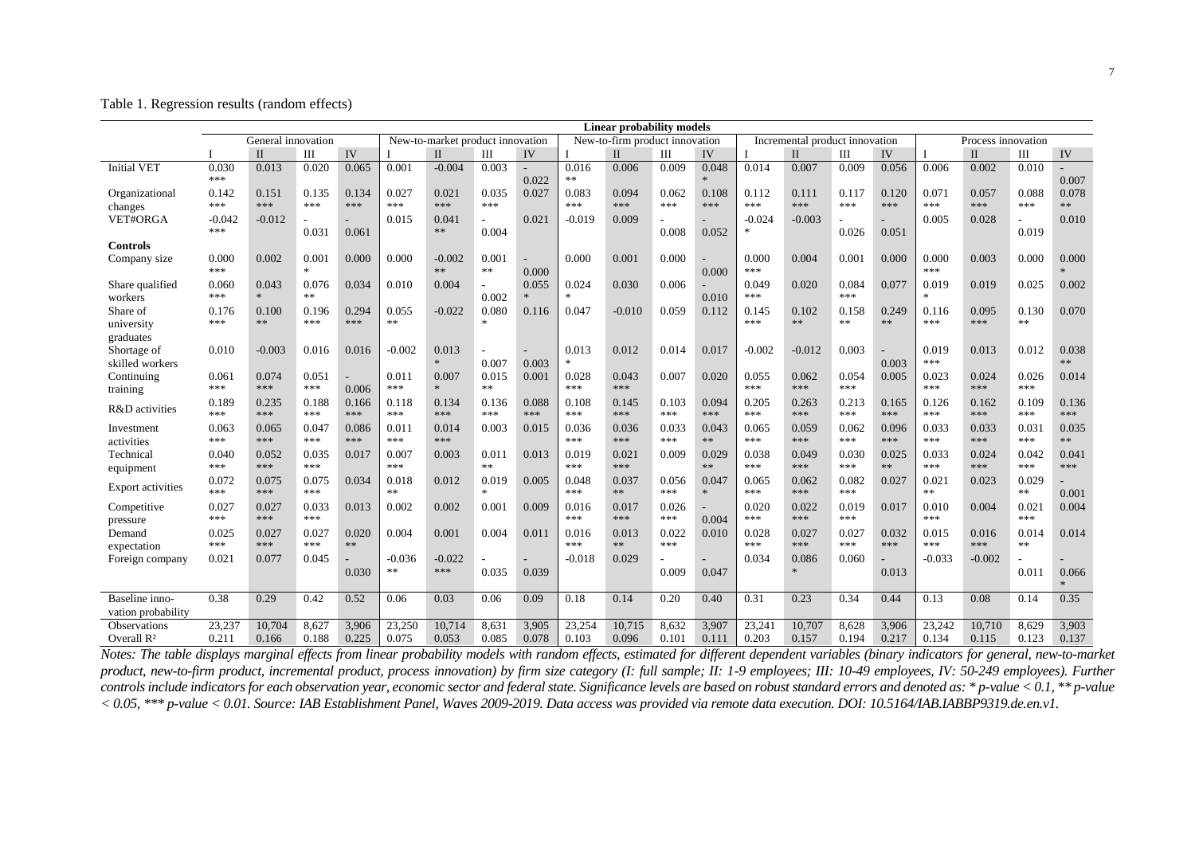Table 1. Regression results (random effects)

| | Linear probability models | | | | | | | | | | | | | | | | | | | |
|---|---|---|---|---|---|---|---|---|---|---|---|---|---|---|---|---|---|---|---|---|
| | General innovation | | | | New-to-market product innovation | | | | New-to-firm product innovation | | | | Incremental product innovation | | | | Process innovation | | | |
| | I | II | III | IV | I | II | III | IV | I | II | III | IV | I | II | III | IV | I | II | III | IV |
| Initial VET | 0.030*** | 0.013 | 0.020 | 0.065 | 0.001 | -0.004 | 0.003 | -0.022 | 0.016** | 0.006 | 0.009 | 0.048* | 0.014 | 0.007 | 0.009 | 0.056 | 0.006 | 0.002 | 0.010 | -0.007 |
| Organizational changes | 0.142*** | 0.151*** | 0.135*** | 0.134*** | 0.027*** | 0.021*** | 0.035*** | 0.027 | 0.083*** | 0.094*** | 0.062*** | 0.108*** | 0.112*** | 0.111*** | 0.117*** | 0.120*** | 0.071*** | 0.057*** | 0.088*** | 0.078** |
| VET#ORGA | -0.042*** | -0.012 | -0.031 | -0.061 | 0.015 | 0.041** | -0.004 | 0.021 | -0.019 | 0.009 | -0.008 | -0.052 | -0.024* | -0.003 | -0.026 | -0.051 | 0.005 | 0.028 | -0.019 | 0.010 |
| **Controls** | | | | | | | | | | | | | | | | | | | | |
| Company size | 0.000*** | 0.002 | 0.001* | 0.000 | 0.000 | -0.002** | 0.001** | -0.000 | 0.000 | 0.001 | 0.000 | -0.000 | 0.000*** | 0.004 | 0.001 | 0.000 | 0.000*** | 0.003 | 0.000 | 0.000* |
| Share qualified workers | 0.060*** | 0.043* | 0.076** | 0.034 | 0.010 | 0.004 | -0.002 | 0.055* | 0.024* | 0.030 | 0.006 | -0.010 | 0.049*** | 0.020 | 0.084*** | 0.077 | 0.019* | 0.019 | 0.025 | 0.002 |
| Share of university graduates | 0.176*** | 0.100** | 0.196*** | 0.294*** | 0.055** | -0.022 | 0.080* | 0.116 | 0.047 | -0.010 | 0.059 | 0.112 | 0.145*** | 0.102** | 0.158** | 0.249** | 0.116*** | 0.095*** | 0.130** | 0.070 |
| Shortage of skilled workers | 0.010 | -0.003 | 0.016 | 0.016 | -0.002 | 0.013* | -0.007 | -0.003 | 0.013* | 0.012 | 0.014 | 0.017 | -0.002 | -0.012 | 0.003 | -0.003 | 0.019*** | 0.013 | 0.012 | 0.038** |
| Continuing training | 0.061*** | 0.074*** | 0.051*** | -0.006 | 0.011*** | 0.007* | 0.015** | 0.001 | 0.028*** | 0.043*** | 0.007 | 0.020 | 0.055*** | 0.062*** | 0.054*** | 0.005 | 0.023*** | 0.024*** | 0.026*** | 0.014 |
| R&D activities | 0.189*** | 0.235*** | 0.188*** | 0.166*** | 0.118*** | 0.134*** | 0.136*** | 0.088*** | 0.108*** | 0.145*** | 0.103*** | 0.094*** | 0.205*** | 0.263*** | 0.213*** | 0.165*** | 0.126*** | 0.162*** | 0.109*** | 0.136*** |
| Investment activities | 0.063*** | 0.065*** | 0.047*** | 0.086*** | 0.011*** | 0.014*** | 0.003 | 0.015 | 0.036*** | 0.036*** | 0.033*** | 0.043** | 0.065*** | 0.059*** | 0.062*** | 0.096*** | 0.033*** | 0.033*** | 0.031*** | 0.035** |
| Technical equipment | 0.040*** | 0.052*** | 0.035*** | 0.017 | 0.007*** | 0.003 | 0.011** | 0.013 | 0.019*** | 0.021*** | 0.009 | 0.029** | 0.038*** | 0.049*** | 0.030*** | 0.025** | 0.033*** | 0.024*** | 0.042*** | 0.041*** |
| Export activities | 0.072*** | 0.075*** | 0.075*** | 0.034 | 0.018** | 0.012 | 0.019* | 0.005 | 0.048*** | 0.037** | 0.056*** | 0.047* | 0.065*** | 0.062*** | 0.082*** | 0.027 | 0.021** | 0.023 | 0.029** | -0.001 |
| Competitive pressure | 0.027*** | 0.027*** | 0.033*** | 0.013 | 0.002 | 0.002 | 0.001 | 0.009 | 0.016*** | 0.017*** | 0.026*** | -0.004 | 0.020*** | 0.022*** | 0.019*** | 0.017 | 0.010*** | 0.004 | 0.021*** | 0.004 |
| Demand expectation | 0.025*** | 0.027*** | 0.027*** | 0.020** | 0.004 | 0.001 | 0.004 | 0.011 | 0.016*** | 0.013** | 0.022*** | 0.010 | 0.028*** | 0.027*** | 0.027*** | 0.032*** | 0.015*** | 0.016*** | 0.014** | 0.014 |
| Foreign company | 0.021 | 0.077 | 0.045 | -0.030 | -0.036** | -0.022*** | -0.035 | -0.039 | -0.018 | 0.029 | -0.009 | -0.047 | 0.034 | 0.086* | 0.060 | -0.013 | -0.033 | -0.002 | -0.011 | -0.066* |
| Baseline innovation probability | 0.38 | 0.29 | 0.42 | 0.52 | 0.06 | 0.03 | 0.06 | 0.09 | 0.18 | 0.14 | 0.20 | 0.40 | 0.31 | 0.23 | 0.34 | 0.44 | 0.13 | 0.08 | 0.14 | 0.35 |
| Observations | 23,237 | 10,704 | 8,627 | 3,906 | 23,250 | 10,714 | 8,631 | 3,905 | 23,254 | 10,715 | 8,632 | 3,907 | 23,241 | 10,707 | 8,628 | 3,906 | 23,242 | 10,710 | 8,629 | 3,903 |
| Overall $R^2$ | 0.211 | 0.166 | 0.188 | 0.225 | 0.075 | 0.053 | 0.085 | 0.078 | 0.103 | 0.096 | 0.101 | 0.111 | 0.203 | 0.157 | 0.194 | 0.217 | 0.134 | 0.115 | 0.123 | 0.137 |

*Notes: The table displays marginal effects from linear probability models with random effects, estimated for different dependent variables (binary indicators for general, new-to-market product, new-to-firm product, incremental product, process innovation) by firm size category (I: full sample; II: 1-9 employees; III: 10-49 employees, IV: 50-249 employees). Further controls include indicators for each observation year, economic sector and federal state. Significance levels are based on robust standard errors and denoted as: * p-value < 0.1, ** p-value < 0.05, *** p-value < 0.01. Source: IAB Establishment Panel, Waves 2009-2019. Data access was provided via remote data execution. DOI: 10.5164/IAB.IABBP9319.de.en.v1.*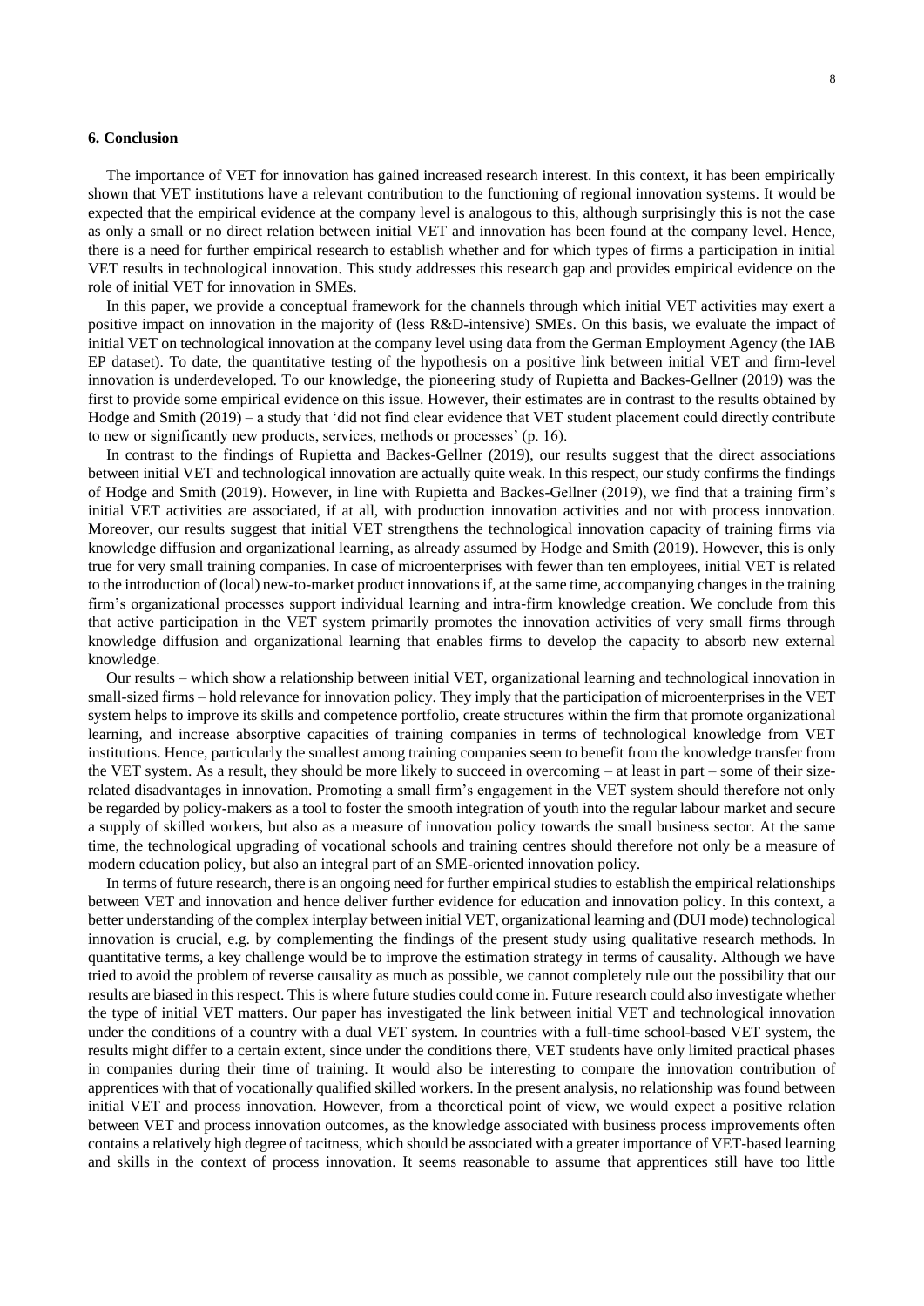## 6. Conclusion

The importance of VET for innovation has gained increased research interest. In this context, it has been empirically shown that VET institutions have a relevant contribution to the functioning of regional innovation systems. It would be expected that the empirical evidence at the company level is analogous to this, although surprisingly this is not the case as only a small or no direct relation between initial VET and innovation has been found at the company level. Hence, there is a need for further empirical research to establish whether and for which types of firms a participation in initial VET results in technological innovation. This study addresses this research gap and provides empirical evidence on the role of initial VET for innovation in SMEs.

In this paper, we provide a conceptual framework for the channels through which initial VET activities may exert a positive impact on innovation in the majority of (less R&D-intensive) SMEs. On this basis, we evaluate the impact of initial VET on technological innovation at the company level using data from the German Employment Agency (the IAB EP dataset). To date, the quantitative testing of the hypothesis on a positive link between initial VET and firm-level innovation is underdeveloped. To our knowledge, the pioneering study of Rupietta and Backes-Gellner (2019) was the first to provide some empirical evidence on this issue. However, their estimates are in contrast to the results obtained by Hodge and Smith (2019) – a study that 'did not find clear evidence that VET student placement could directly contribute to new or significantly new products, services, methods or processes' (p. 16).

In contrast to the findings of Rupietta and Backes-Gellner (2019), our results suggest that the direct associations between initial VET and technological innovation are actually quite weak. In this respect, our study confirms the findings of Hodge and Smith (2019). However, in line with Rupietta and Backes-Gellner (2019), we find that a training firm's initial VET activities are associated, if at all, with production innovation activities and not with process innovation. Moreover, our results suggest that initial VET strengthens the technological innovation capacity of training firms via knowledge diffusion and organizational learning, as already assumed by Hodge and Smith (2019). However, this is only true for very small training companies. In case of microenterprises with fewer than ten employees, initial VET is related to the introduction of (local) new-to-market product innovations if, at the same time, accompanying changes in the training firm's organizational processes support individual learning and intra-firm knowledge creation. We conclude from this that active participation in the VET system primarily promotes the innovation activities of very small firms through knowledge diffusion and organizational learning that enables firms to develop the capacity to absorb new external knowledge.

Our results – which show a relationship between initial VET, organizational learning and technological innovation in small-sized firms – hold relevance for innovation policy. They imply that the participation of microenterprises in the VET system helps to improve its skills and competence portfolio, create structures within the firm that promote organizational learning, and increase absorptive capacities of training companies in terms of technological knowledge from VET institutions. Hence, particularly the smallest among training companies seem to benefit from the knowledge transfer from the VET system. As a result, they should be more likely to succeed in overcoming – at least in part – some of their size-related disadvantages in innovation. Promoting a small firm's engagement in the VET system should therefore not only be regarded by policy-makers as a tool to foster the smooth integration of youth into the regular labour market and secure a supply of skilled workers, but also as a measure of innovation policy towards the small business sector. At the same time, the technological upgrading of vocational schools and training centres should therefore not only be a measure of modern education policy, but also an integral part of an SME-oriented innovation policy.

In terms of future research, there is an ongoing need for further empirical studies to establish the empirical relationships between VET and innovation and hence deliver further evidence for education and innovation policy. In this context, a better understanding of the complex interplay between initial VET, organizational learning and (DUI mode) technological innovation is crucial, e.g. by complementing the findings of the present study using qualitative research methods. In quantitative terms, a key challenge would be to improve the estimation strategy in terms of causality. Although we have tried to avoid the problem of reverse causality as much as possible, we cannot completely rule out the possibility that our results are biased in this respect. This is where future studies could come in. Future research could also investigate whether the type of initial VET matters. Our paper has investigated the link between initial VET and technological innovation under the conditions of a country with a dual VET system. In countries with a full-time school-based VET system, the results might differ to a certain extent, since under the conditions there, VET students have only limited practical phases in companies during their time of training. It would also be interesting to compare the innovation contribution of apprentices with that of vocationally qualified skilled workers. In the present analysis, no relationship was found between initial VET and process innovation. However, from a theoretical point of view, we would expect a positive relation between VET and process innovation outcomes, as the knowledge associated with business process improvements often contains a relatively high degree of tacitness, which should be associated with a greater importance of VET-based learning and skills in the context of process innovation. It seems reasonable to assume that apprentices still have too little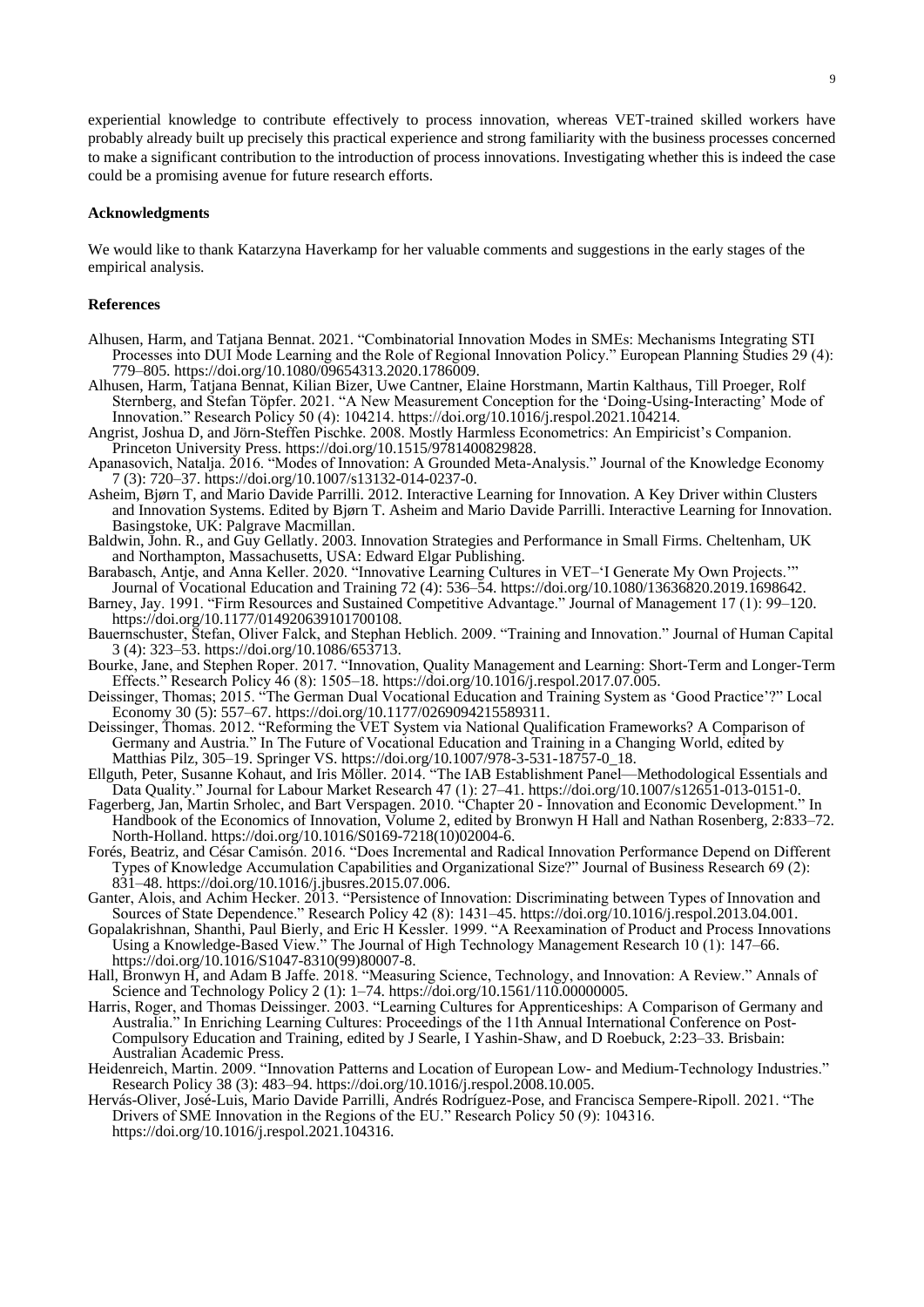experiential knowledge to contribute effectively to process innovation, whereas VET-trained skilled workers have probably already built up precisely this practical experience and strong familiarity with the business processes concerned to make a significant contribution to the introduction of process innovations. Investigating whether this is indeed the case could be a promising avenue for future research efforts.

### Acknowledgments

We would like to thank Katarzyna Haverkamp for her valuable comments and suggestions in the early stages of the empirical analysis.

### References

Alhusen, Harm, and Tatjana Bennat. 2021. "Combinatorial Innovation Modes in SMEs: Mechanisms Integrating STI Processes into DUI Mode Learning and the Role of Regional Innovation Policy." European Planning Studies 29 (4): 779–805. https://doi.org/10.1080/09654313.2020.1786009.

Alhusen, Harm, Tatjana Bennat, Kilian Bizer, Uwe Cantner, Elaine Horstmann, Martin Kalthaus, Till Proeger, Rolf Sternberg, and Stefan Töpfer. 2021. "A New Measurement Conception for the 'Doing-Using-Interacting' Mode of Innovation." Research Policy 50 (4): 104214. https://doi.org/10.1016/j.respol.2021.104214.

Angrist, Joshua D, and Jörn-Steffen Pischke. 2008. Mostly Harmless Econometrics: An Empiricist's Companion. Princeton University Press. https://doi.org/10.1515/9781400829828.

Apanasovich, Natalja. 2016. "Modes of Innovation: A Grounded Meta-Analysis." Journal of the Knowledge Economy 7 (3): 720–37. https://doi.org/10.1007/s13132-014-0237-0.

Asheim, Bjørn T, and Mario Davide Parrilli. 2012. Interactive Learning for Innovation. A Key Driver within Clusters and Innovation Systems. Edited by Bjørn T. Asheim and Mario Davide Parrilli. Interactive Learning for Innovation. Basingstoke, UK: Palgrave Macmillan.

Baldwin, John. R., and Guy Gellatly. 2003. Innovation Strategies and Performance in Small Firms. Cheltenham, UK and Northampton, Massachusetts, USA: Edward Elgar Publishing.

Barabasch, Antje, and Anna Keller. 2020. "Innovative Learning Cultures in VET–'I Generate My Own Projects.'" Journal of Vocational Education and Training 72 (4): 536–54. https://doi.org/10.1080/13636820.2019.1698642.

Barney, Jay. 1991. "Firm Resources and Sustained Competitive Advantage." Journal of Management 17 (1): 99–120. https://doi.org/10.1177/014920639101700108.

Bauernschuster, Stefan, Oliver Falck, and Stephan Heblich. 2009. "Training and Innovation." Journal of Human Capital 3 (4): 323–53. https://doi.org/10.1086/653713.

Bourke, Jane, and Stephen Roper. 2017. "Innovation, Quality Management and Learning: Short-Term and Longer-Term Effects." Research Policy 46 (8): 1505–18. https://doi.org/10.1016/j.respol.2017.07.005.

Deissinger, Thomas; 2015. "The German Dual Vocational Education and Training System as 'Good Practice'?" Local Economy 30 (5): 557–67. https://doi.org/10.1177/0269094215589311.

Deissinger, Thomas. 2012. "Reforming the VET System via National Qualification Frameworks? A Comparison of Germany and Austria." In The Future of Vocational Education and Training in a Changing World, edited by Matthias Pilz, 305–19. Springer VS. https://doi.org/10.1007/978-3-531-18757-0_18.

Ellguth, Peter, Susanne Kohaut, and Iris Möller. 2014. "The IAB Establishment Panel—Methodological Essentials and Data Quality." Journal for Labour Market Research 47 (1): 27–41. https://doi.org/10.1007/s12651-013-0151-0.

Fagerberg, Jan, Martin Srholec, and Bart Verspagen. 2010. "Chapter 20 - Innovation and Economic Development." In Handbook of the Economics of Innovation, Volume 2, edited by Bronwyn H Hall and Nathan Rosenberg, 2:833–72. North-Holland. https://doi.org/10.1016/S0169-7218(10)02004-6.

Forés, Beatriz, and César Camisón. 2016. "Does Incremental and Radical Innovation Performance Depend on Different Types of Knowledge Accumulation Capabilities and Organizational Size?" Journal of Business Research 69 (2): 831–48. https://doi.org/10.1016/j.jbusres.2015.07.006.

Ganter, Alois, and Achim Hecker. 2013. "Persistence of Innovation: Discriminating between Types of Innovation and Sources of State Dependence." Research Policy 42 (8): 1431–45. https://doi.org/10.1016/j.respol.2013.04.001.

Gopalakrishnan, Shanthi, Paul Bierly, and Eric H Kessler. 1999. "A Reexamination of Product and Process Innovations Using a Knowledge-Based View." The Journal of High Technology Management Research 10 (1): 147–66. https://doi.org/10.1016/S1047-8310(99)80007-8.

Hall, Bronwyn H, and Adam B Jaffe. 2018. "Measuring Science, Technology, and Innovation: A Review." Annals of Science and Technology Policy 2 (1): 1–74. https://doi.org/10.1561/110.00000005.

Harris, Roger, and Thomas Deissinger. 2003. "Learning Cultures for Apprenticeships: A Comparison of Germany and Australia." In Enriching Learning Cultures: Proceedings of the 11th Annual International Conference on Post-Compulsory Education and Training, edited by J Searle, I Yashin-Shaw, and D Roebuck, 2:23–33. Brisbain: Australian Academic Press.

Heidenreich, Martin. 2009. "Innovation Patterns and Location of European Low- and Medium-Technology Industries." Research Policy 38 (3): 483–94. https://doi.org/10.1016/j.respol.2008.10.005.

Hervás-Oliver, José-Luis, Mario Davide Parrilli, Andrés Rodríguez-Pose, and Francisca Sempere-Ripoll. 2021. "The Drivers of SME Innovation in the Regions of the EU." Research Policy 50 (9): 104316. https://doi.org/10.1016/j.respol.2021.104316.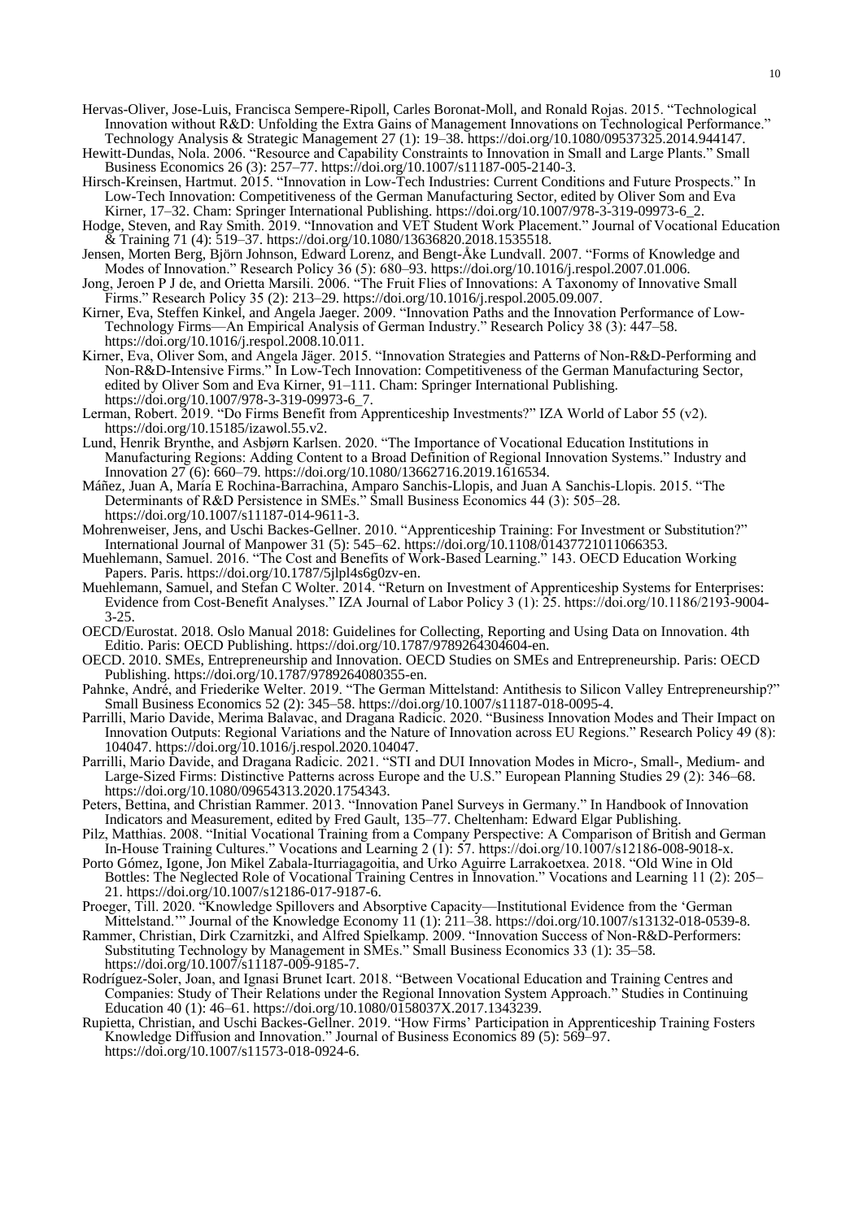Hervas-Oliver, Jose-Luis, Francisca Sempere-Ripoll, Carles Boronat-Moll, and Ronald Rojas. 2015. "Technological Innovation without R&D: Unfolding the Extra Gains of Management Innovations on Technological Performance." Technology Analysis & Strategic Management 27 (1): 19–38. https://doi.org/10.1080/09537325.2014.944147.

Hewitt-Dundas, Nola. 2006. "Resource and Capability Constraints to Innovation in Small and Large Plants." Small Business Economics 26 (3): 257–77. https://doi.org/10.1007/s11187-005-2140-3.

Hirsch-Kreinsen, Hartmut. 2015. "Innovation in Low-Tech Industries: Current Conditions and Future Prospects." In Low-Tech Innovation: Competitiveness of the German Manufacturing Sector, edited by Oliver Som and Eva Kirner, 17–32. Cham: Springer International Publishing. https://doi.org/10.1007/978-3-319-09973-6_2.

Hodge, Steven, and Ray Smith. 2019. "Innovation and VET Student Work Placement." Journal of Vocational Education & Training 71 (4): 519–37. https://doi.org/10.1080/13636820.2018.1535518.

Jensen, Morten Berg, Björn Johnson, Edward Lorenz, and Bengt-Åke Lundvall. 2007. "Forms of Knowledge and Modes of Innovation." Research Policy 36 (5): 680–93. https://doi.org/10.1016/j.respol.2007.01.006.

Jong, Jeroen P J de, and Orietta Marsili. 2006. "The Fruit Flies of Innovations: A Taxonomy of Innovative Small Firms." Research Policy 35 (2): 213–29. https://doi.org/10.1016/j.respol.2005.09.007.

Kirner, Eva, Steffen Kinkel, and Angela Jaeger. 2009. "Innovation Paths and the Innovation Performance of Low-Technology Firms—An Empirical Analysis of German Industry." Research Policy 38 (3): 447–58. https://doi.org/10.1016/j.respol.2008.10.011.

Kirner, Eva, Oliver Som, and Angela Jäger. 2015. "Innovation Strategies and Patterns of Non-R&D-Performing and Non-R&D-Intensive Firms." In Low-Tech Innovation: Competitiveness of the German Manufacturing Sector, edited by Oliver Som and Eva Kirner, 91–111. Cham: Springer International Publishing. https://doi.org/10.1007/978-3-319-09973-6_7.

Lerman, Robert. 2019. "Do Firms Benefit from Apprenticeship Investments?" IZA World of Labor 55 (v2). https://doi.org/10.15185/izawol.55.v2.

Lund, Henrik Brynthe, and Asbjørn Karlsen. 2020. "The Importance of Vocational Education Institutions in Manufacturing Regions: Adding Content to a Broad Definition of Regional Innovation Systems." Industry and Innovation 27 (6): 660–79. https://doi.org/10.1080/13662716.2019.1616534.

Máñez, Juan A, María E Rochina-Barrachina, Amparo Sanchis-Llopis, and Juan A Sanchis-Llopis. 2015. "The Determinants of R&D Persistence in SMEs." Small Business Economics 44 (3): 505–28. https://doi.org/10.1007/s11187-014-9611-3.

Mohrenweiser, Jens, and Uschi Backes-Gellner. 2010. "Apprenticeship Training: For Investment or Substitution?" International Journal of Manpower 31 (5): 545–62. https://doi.org/10.1108/01437721011066353.

Muehlemann, Samuel. 2016. "The Cost and Benefits of Work-Based Learning." 143. OECD Education Working Papers. Paris. https://doi.org/10.1787/5jlpl4s6g0zv-en.

Muehlemann, Samuel, and Stefan C Wolter. 2014. "Return on Investment of Apprenticeship Systems for Enterprises: Evidence from Cost-Benefit Analyses." IZA Journal of Labor Policy 3 (1): 25. https://doi.org/10.1186/2193-9004-3-25.

OECD/Eurostat. 2018. Oslo Manual 2018: Guidelines for Collecting, Reporting and Using Data on Innovation. 4th Editio. Paris: OECD Publishing. https://doi.org/10.1787/9789264304604-en.

OECD. 2010. SMEs, Entrepreneurship and Innovation. OECD Studies on SMEs and Entrepreneurship. Paris: OECD Publishing. https://doi.org/10.1787/9789264080355-en.

Pahnke, André, and Friederike Welter. 2019. "The German Mittelstand: Antithesis to Silicon Valley Entrepreneurship?" Small Business Economics 52 (2): 345–58. https://doi.org/10.1007/s11187-018-0095-4.

Parrilli, Mario Davide, Merima Balavac, and Dragana Radicic. 2020. "Business Innovation Modes and Their Impact on Innovation Outputs: Regional Variations and the Nature of Innovation across EU Regions." Research Policy 49 (8): 104047. https://doi.org/10.1016/j.respol.2020.104047.

Parrilli, Mario Davide, and Dragana Radicic. 2021. "STI and DUI Innovation Modes in Micro-, Small-, Medium- and Large-Sized Firms: Distinctive Patterns across Europe and the U.S." European Planning Studies 29 (2): 346–68. https://doi.org/10.1080/09654313.2020.1754343.

Peters, Bettina, and Christian Rammer. 2013. "Innovation Panel Surveys in Germany." In Handbook of Innovation Indicators and Measurement, edited by Fred Gault, 135–77. Cheltenham: Edward Elgar Publishing.

Pilz, Matthias. 2008. "Initial Vocational Training from a Company Perspective: A Comparison of British and German In-House Training Cultures." Vocations and Learning 2 (1): 57. https://doi.org/10.1007/s12186-008-9018-x.

Porto Gómez, Igone, Jon Mikel Zabala-Iturriagagoitia, and Urko Aguirre Larrakoetxea. 2018. "Old Wine in Old Bottles: The Neglected Role of Vocational Training Centres in Innovation." Vocations and Learning 11 (2): 205–21. https://doi.org/10.1007/s12186-017-9187-6.

Proeger, Till. 2020. "Knowledge Spillovers and Absorptive Capacity—Institutional Evidence from the 'German Mittelstand.'" Journal of the Knowledge Economy 11 (1): 211–38. https://doi.org/10.1007/s13132-018-0539-8.

Rammer, Christian, Dirk Czarnitzki, and Alfred Spielkamp. 2009. "Innovation Success of Non-R&D-Performers: Substituting Technology by Management in SMEs." Small Business Economics 33 (1): 35–58. https://doi.org/10.1007/s11187-009-9185-7.

Rodríguez-Soler, Joan, and Ignasi Brunet Icart. 2018. "Between Vocational Education and Training Centres and Companies: Study of Their Relations under the Regional Innovation System Approach." Studies in Continuing Education 40 (1): 46–61. https://doi.org/10.1080/0158037X.2017.1343239.

Rupietta, Christian, and Uschi Backes-Gellner. 2019. "How Firms' Participation in Apprenticeship Training Fosters Knowledge Diffusion and Innovation." Journal of Business Economics 89 (5): 569–97. https://doi.org/10.1007/s11573-018-0924-6.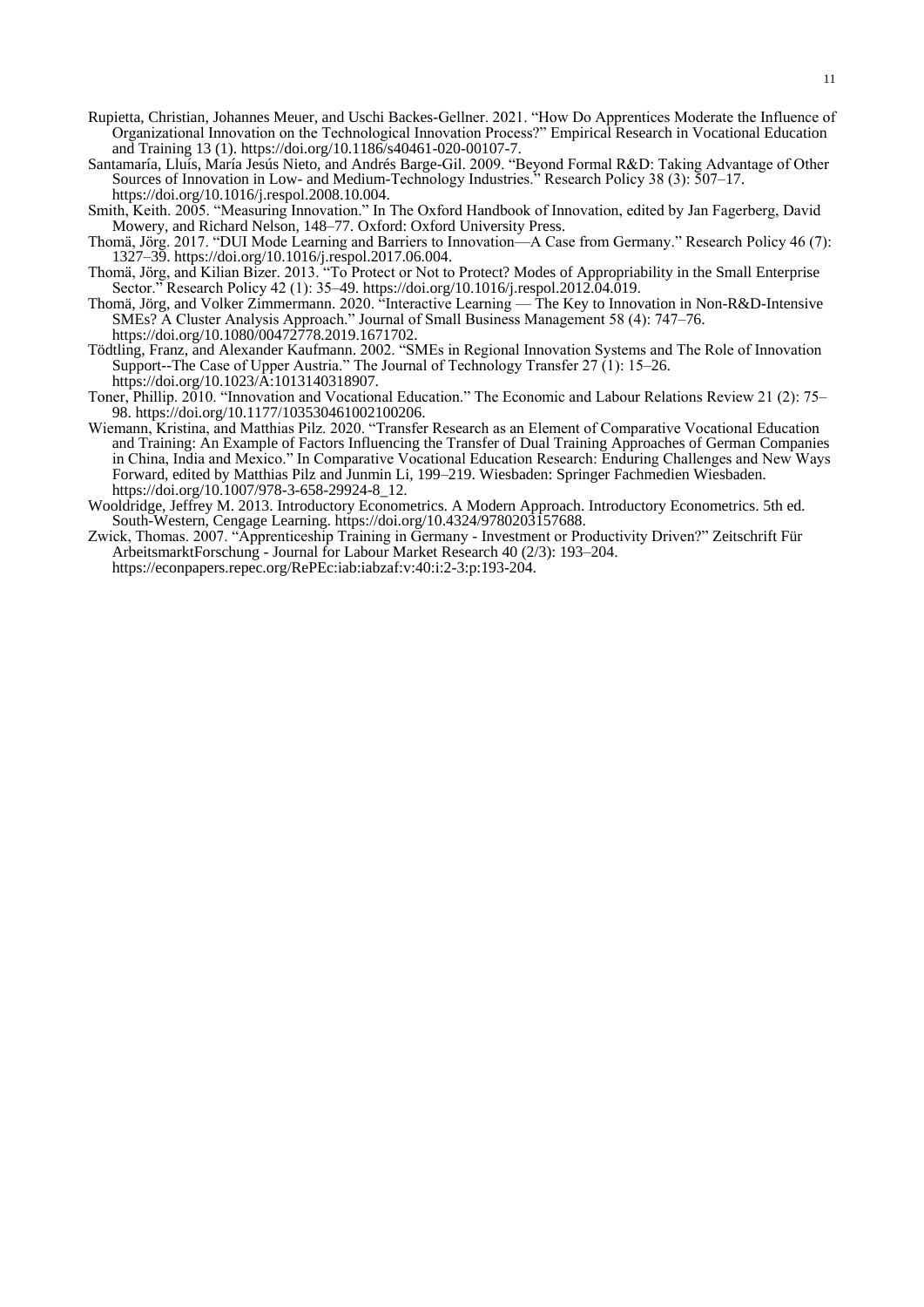Rupietta, Christian, Johannes Meuer, and Uschi Backes-Gellner. 2021. "How Do Apprentices Moderate the Influence of Organizational Innovation on the Technological Innovation Process?" Empirical Research in Vocational Education and Training 13 (1). https://doi.org/10.1186/s40461-020-00107-7.

Santamaría, Lluís, María Jesús Nieto, and Andrés Barge-Gil. 2009. "Beyond Formal R&D: Taking Advantage of Other Sources of Innovation in Low- and Medium-Technology Industries." Research Policy 38 (3): 507–17. https://doi.org/10.1016/j.respol.2008.10.004.

Smith, Keith. 2005. "Measuring Innovation." In The Oxford Handbook of Innovation, edited by Jan Fagerberg, David Mowery, and Richard Nelson, 148–77. Oxford: Oxford University Press.

Thomä, Jörg. 2017. "DUI Mode Learning and Barriers to Innovation—A Case from Germany." Research Policy 46 (7): 1327–39. https://doi.org/10.1016/j.respol.2017.06.004.

Thomä, Jörg, and Kilian Bizer. 2013. "To Protect or Not to Protect? Modes of Appropriability in the Small Enterprise Sector." Research Policy 42 (1): 35–49. https://doi.org/10.1016/j.respol.2012.04.019.

Thomä, Jörg, and Volker Zimmermann. 2020. "Interactive Learning — The Key to Innovation in Non-R&D-Intensive SMEs? A Cluster Analysis Approach." Journal of Small Business Management 58 (4): 747–76. https://doi.org/10.1080/00472778.2019.1671702.

Tödtling, Franz, and Alexander Kaufmann. 2002. "SMEs in Regional Innovation Systems and The Role of Innovation Support--The Case of Upper Austria." The Journal of Technology Transfer 27 (1): 15–26. https://doi.org/10.1023/A:1013140318907.

Toner, Phillip. 2010. "Innovation and Vocational Education." The Economic and Labour Relations Review 21 (2): 75–98. https://doi.org/10.1177/103530461002100206.

Wiemann, Kristina, and Matthias Pilz. 2020. "Transfer Research as an Element of Comparative Vocational Education and Training: An Example of Factors Influencing the Transfer of Dual Training Approaches of German Companies in China, India and Mexico." In Comparative Vocational Education Research: Enduring Challenges and New Ways Forward, edited by Matthias Pilz and Junmin Li, 199–219. Wiesbaden: Springer Fachmedien Wiesbaden. https://doi.org/10.1007/978-3-658-29924-8_12.

Wooldridge, Jeffrey M. 2013. Introductory Econometrics. A Modern Approach. Introductory Econometrics. 5th ed. South-Western, Cengage Learning. https://doi.org/10.4324/9780203157688.

Zwick, Thomas. 2007. "Apprenticeship Training in Germany - Investment or Productivity Driven?" Zeitschrift Für ArbeitsmarktForschung - Journal for Labour Market Research 40 (2/3): 193–204. https://econpapers.repec.org/RePEc:iab:iabzaf:v:40:i:2-3:p:193-204.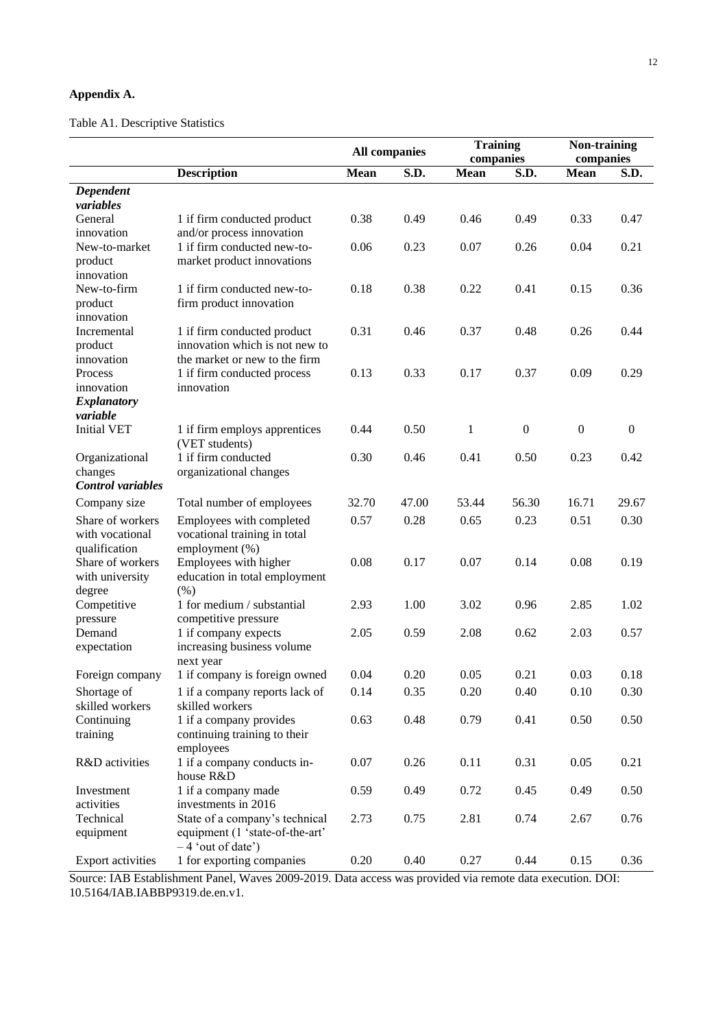**Appendix A.**

Table A1. Descriptive Statistics

| | | All companies | | Training companies | | Non-training companies | |
|---|---|---|---|---|---|---|---|
| | **Description** | **Mean** | **S.D.** | **Mean** | **S.D.** | **Mean** | **S.D.** |
| ***Dependent variables*** | | | | | | | |
| General innovation | 1 if firm conducted product and/or process innovation | 0.38 | 0.49 | 0.46 | 0.49 | 0.33 | 0.47 |
| New-to-market product innovation | 1 if firm conducted new-to-market product innovations | 0.06 | 0.23 | 0.07 | 0.26 | 0.04 | 0.21 |
| New-to-firm product innovation | 1 if firm conducted new-to-firm product innovation | 0.18 | 0.38 | 0.22 | 0.41 | 0.15 | 0.36 |
| Incremental product innovation | 1 if firm conducted product innovation which is not new to the market or new to the firm | 0.31 | 0.46 | 0.37 | 0.48 | 0.26 | 0.44 |
| Process innovation | 1 if firm conducted process innovation | 0.13 | 0.33 | 0.17 | 0.37 | 0.09 | 0.29 |
| ***Explanatory variable*** | | | | | | | |
| Initial VET | 1 if firm employs apprentices (VET students) | 0.44 | 0.50 | 1 | 0 | 0 | 0 |
| Organizational changes | 1 if firm conducted organizational changes | 0.30 | 0.46 | 0.41 | 0.50 | 0.23 | 0.42 |
| ***Control variables*** | | | | | | | |
| Company size | Total number of employees | 32.70 | 47.00 | 53.44 | 56.30 | 16.71 | 29.67 |
| Share of workers with vocational qualification | Employees with completed vocational training in total employment (%) | 0.57 | 0.28 | 0.65 | 0.23 | 0.51 | 0.30 |
| Share of workers with university degree | Employees with higher education in total employment (%) | 0.08 | 0.17 | 0.07 | 0.14 | 0.08 | 0.19 |
| Competitive pressure | 1 for medium / substantial competitive pressure | 2.93 | 1.00 | 3.02 | 0.96 | 2.85 | 1.02 |
| Demand expectation | 1 if company expects increasing business volume next year | 2.05 | 0.59 | 2.08 | 0.62 | 2.03 | 0.57 |
| Foreign company | 1 if company is foreign owned | 0.04 | 0.20 | 0.05 | 0.21 | 0.03 | 0.18 |
| Shortage of skilled workers | 1 if a company reports lack of skilled workers | 0.14 | 0.35 | 0.20 | 0.40 | 0.10 | 0.30 |
| Continuing training | 1 if a company provides continuing training to their employees | 0.63 | 0.48 | 0.79 | 0.41 | 0.50 | 0.50 |
| R&D activities | 1 if a company conducts in-house R&D | 0.07 | 0.26 | 0.11 | 0.31 | 0.05 | 0.21 |
| Investment activities | 1 if a company made investments in 2016 | 0.59 | 0.49 | 0.72 | 0.45 | 0.49 | 0.50 |
| Technical equipment | State of a company's technical equipment (1 'state-of-the-art' – 4 'out of date') | 2.73 | 0.75 | 2.81 | 0.74 | 2.67 | 0.76 |
| Export activities | 1 for exporting companies | 0.20 | 0.40 | 0.27 | 0.44 | 0.15 | 0.36 |

Source: IAB Establishment Panel, Waves 2009-2019. Data access was provided via remote data execution. DOI: 10.5164/IAB.IABBP9319.de.en.v1.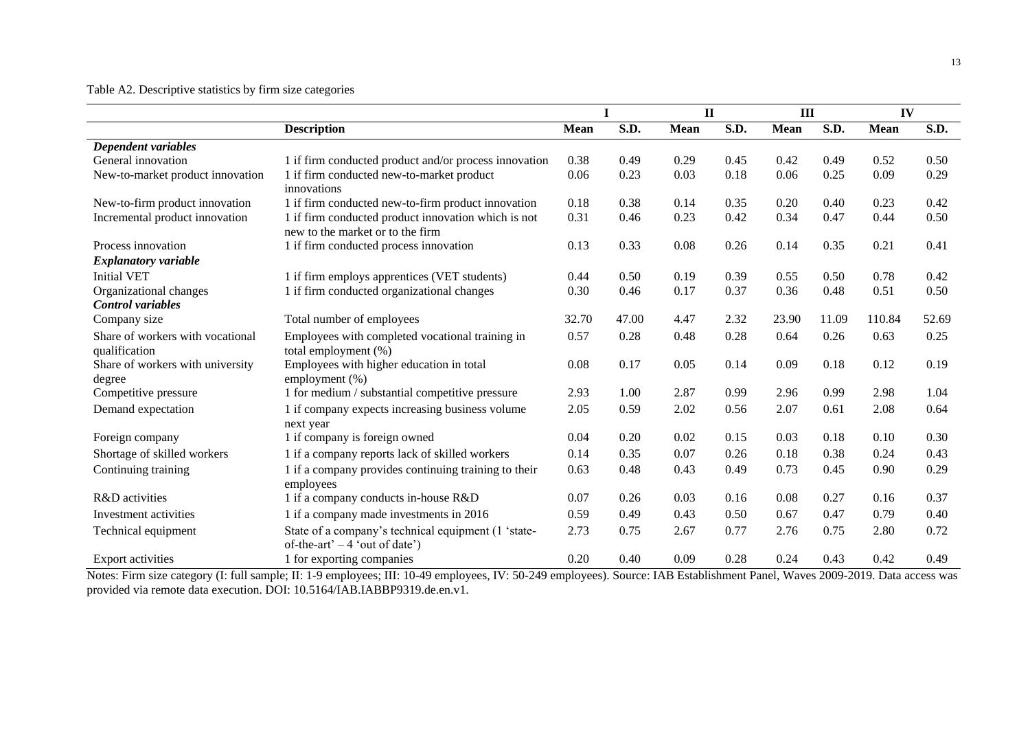Table A2. Descriptive statistics by firm size categories

| | | I | | II | | III | | IV | |
|---|---|---|---|---|---|---|---|---|---|
| | **Description** | **Mean** | **S.D.** | **Mean** | **S.D.** | **Mean** | **S.D.** | **Mean** | **S.D.** |
| ***Dependent variables*** | | | | | | | | | |
| General innovation | 1 if firm conducted product and/or process innovation | 0.38 | 0.49 | 0.29 | 0.45 | 0.42 | 0.49 | 0.52 | 0.50 |
| New-to-market product innovation | 1 if firm conducted new-to-market product innovations | 0.06 | 0.23 | 0.03 | 0.18 | 0.06 | 0.25 | 0.09 | 0.29 |
| New-to-firm product innovation | 1 if firm conducted new-to-firm product innovation | 0.18 | 0.38 | 0.14 | 0.35 | 0.20 | 0.40 | 0.23 | 0.42 |
| Incremental product innovation | 1 if firm conducted product innovation which is not new to the market or to the firm | 0.31 | 0.46 | 0.23 | 0.42 | 0.34 | 0.47 | 0.44 | 0.50 |
| Process innovation | 1 if firm conducted process innovation | 0.13 | 0.33 | 0.08 | 0.26 | 0.14 | 0.35 | 0.21 | 0.41 |
| ***Explanatory variable*** | | | | | | | | | |
| Initial VET | 1 if firm employs apprentices (VET students) | 0.44 | 0.50 | 0.19 | 0.39 | 0.55 | 0.50 | 0.78 | 0.42 |
| Organizational changes | 1 if firm conducted organizational changes | 0.30 | 0.46 | 0.17 | 0.37 | 0.36 | 0.48 | 0.51 | 0.50 |
| ***Control variables*** | | | | | | | | | |
| Company size | Total number of employees | 32.70 | 47.00 | 4.47 | 2.32 | 23.90 | 11.09 | 110.84 | 52.69 |
| Share of workers with vocational qualification | Employees with completed vocational training in total employment (%) | 0.57 | 0.28 | 0.48 | 0.28 | 0.64 | 0.26 | 0.63 | 0.25 |
| Share of workers with university degree | Employees with higher education in total employment (%) | 0.08 | 0.17 | 0.05 | 0.14 | 0.09 | 0.18 | 0.12 | 0.19 |
| Competitive pressure | 1 for medium / substantial competitive pressure | 2.93 | 1.00 | 2.87 | 0.99 | 2.96 | 0.99 | 2.98 | 1.04 |
| Demand expectation | 1 if company expects increasing business volume next year | 2.05 | 0.59 | 2.02 | 0.56 | 2.07 | 0.61 | 2.08 | 0.64 |
| Foreign company | 1 if company is foreign owned | 0.04 | 0.20 | 0.02 | 0.15 | 0.03 | 0.18 | 0.10 | 0.30 |
| Shortage of skilled workers | 1 if a company reports lack of skilled workers | 0.14 | 0.35 | 0.07 | 0.26 | 0.18 | 0.38 | 0.24 | 0.43 |
| Continuing training | 1 if a company provides continuing training to their employees | 0.63 | 0.48 | 0.43 | 0.49 | 0.73 | 0.45 | 0.90 | 0.29 |
| R&D activities | 1 if a company conducts in-house R&D | 0.07 | 0.26 | 0.03 | 0.16 | 0.08 | 0.27 | 0.16 | 0.37 |
| Investment activities | 1 if a company made investments in 2016 | 0.59 | 0.49 | 0.43 | 0.50 | 0.67 | 0.47 | 0.79 | 0.40 |
| Technical equipment | State of a company's technical equipment (1 'state-of-the-art' – 4 'out of date') | 2.73 | 0.75 | 2.67 | 0.77 | 2.76 | 0.75 | 2.80 | 0.72 |
| Export activities | 1 for exporting companies | 0.20 | 0.40 | 0.09 | 0.28 | 0.24 | 0.43 | 0.42 | 0.49 |

Notes: Firm size category (I: full sample; II: 1-9 employees; III: 10-49 employees, IV: 50-249 employees). Source: IAB Establishment Panel, Waves 2009-2019. Data access was provided via remote data execution. DOI: 10.5164/IAB.IABBP9319.de.en.v1.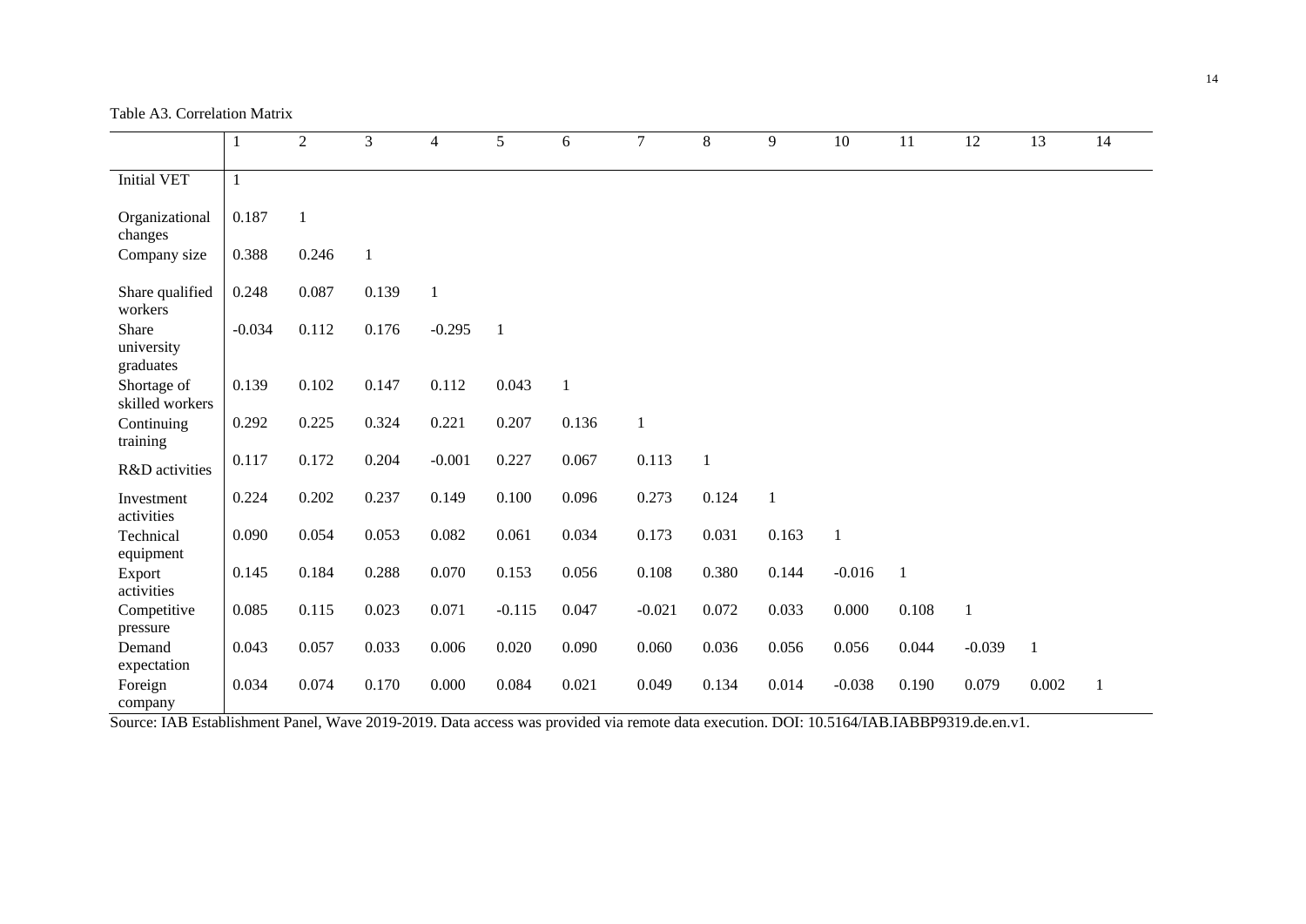Table A3. Correlation Matrix

| | 1 | 2 | 3 | 4 | 5 | 6 | 7 | 8 | 9 | 10 | 11 | 12 | 13 | 14 |
|---|---|---|---|---|---|---|---|---|---|---|---|---|---|---|
| Initial VET | 1 | | | | | | | | | | | | | |
| Organizational changes | 0.187 | 1 | | | | | | | | | | | | |
| Company size | 0.388 | 0.246 | 1 | | | | | | | | | | | |
| Share qualified workers | 0.248 | 0.087 | 0.139 | 1 | | | | | | | | | | |
| Share university graduates | -0.034 | 0.112 | 0.176 | -0.295 | 1 | | | | | | | | | |
| Shortage of skilled workers | 0.139 | 0.102 | 0.147 | 0.112 | 0.043 | 1 | | | | | | | | |
| Continuing training | 0.292 | 0.225 | 0.324 | 0.221 | 0.207 | 0.136 | 1 | | | | | | | |
| R&D activities | 0.117 | 0.172 | 0.204 | -0.001 | 0.227 | 0.067 | 0.113 | 1 | | | | | | |
| Investment activities | 0.224 | 0.202 | 0.237 | 0.149 | 0.100 | 0.096 | 0.273 | 0.124 | 1 | | | | | |
| Technical equipment | 0.090 | 0.054 | 0.053 | 0.082 | 0.061 | 0.034 | 0.173 | 0.031 | 0.163 | 1 | | | | |
| Export activities | 0.145 | 0.184 | 0.288 | 0.070 | 0.153 | 0.056 | 0.108 | 0.380 | 0.144 | -0.016 | 1 | | | |
| Competitive pressure | 0.085 | 0.115 | 0.023 | 0.071 | -0.115 | 0.047 | -0.021 | 0.072 | 0.033 | 0.000 | 0.108 | 1 | | |
| Demand expectation | 0.043 | 0.057 | 0.033 | 0.006 | 0.020 | 0.090 | 0.060 | 0.036 | 0.056 | 0.056 | 0.044 | -0.039 | 1 | |
| Foreign company | 0.034 | 0.074 | 0.170 | 0.000 | 0.084 | 0.021 | 0.049 | 0.134 | 0.014 | -0.038 | 0.190 | 0.079 | 0.002 | 1 |

Source: IAB Establishment Panel, Wave 2019-2019. Data access was provided via remote data execution. DOI: 10.5164/IAB.IABBP9319.de.en.v1.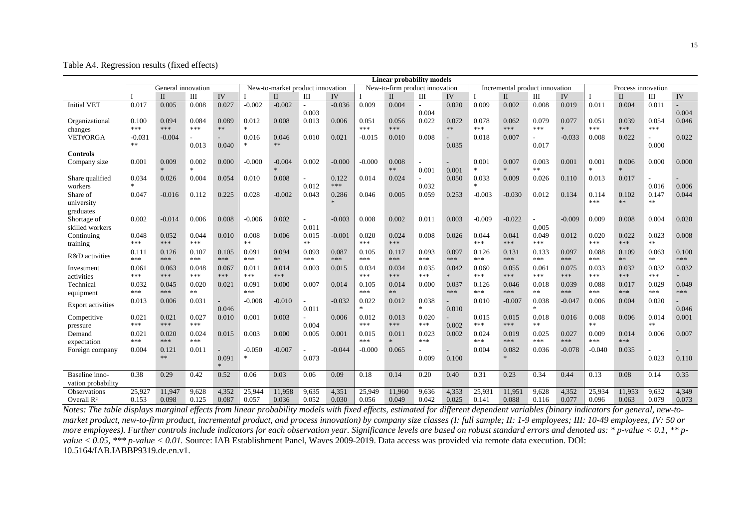Table A4. Regression results (fixed effects)

| | Linear probability models | | | | | | | | | | | | | | | | | | | |
|---|---|---|---|---|---|---|---|---|---|---|---|---|---|---|---|---|---|---|---|---|
| | General innovation | | | | New-to-market product innovation | | | | New-to-firm product innovation | | | | Incremental product innovation | | | | Process innovation | | | |
| | I | II | III | IV | I | II | III | IV | I | II | III | IV | I | II | III | IV | I | II | III | IV |
| Initial VET | 0.017 | 0.005 | 0.008 | 0.027 | -0.002 | -0.002 | -0.003 | -0.036 | 0.009 | 0.004 | -0.004 | 0.020 | 0.009 | 0.002 | 0.008 | 0.019 | 0.011 | 0.004 | 0.011 | -0.004 |
| Organizational changes | 0.100 *** | 0.094 *** | 0.084 *** | 0.089 ** | 0.012 * | 0.008 | 0.013 | 0.006 | 0.051 *** | 0.056 *** | 0.022 | 0.072 ** | 0.078 *** | 0.062 *** | 0.079 *** | 0.077 * | 0.051 *** | 0.039 *** | 0.054 *** | 0.046 |
| VET#ORGA | -0.031 ** | -0.004 | -0.013 | -0.040 | 0.016 * | 0.046 ** | 0.010 | 0.021 | -0.015 | 0.010 | 0.008 | -0.035 | 0.018 | 0.007 | -0.017 | -0.033 | 0.008 | 0.022 | -0.000 | 0.022 |
| **Controls** | | | | | | | | | | | | | | | | | | | | |
| Company size | 0.001 | 0.009 * | 0.002 * | 0.000 | -0.000 | -0.004 * | 0.002 | -0.000 | -0.000 | 0.008 ** | -0.001 | -0.001 | 0.001 * | 0.007 * | 0.003 ** | 0.001 | 0.001 * | 0.006 * | 0.000 | 0.000 |
| Share qualified workers | 0.034 * | 0.026 | 0.004 | 0.054 | 0.010 | 0.008 | -0.012 | 0.122 *** | 0.014 | 0.024 | -0.032 | 0.050 | 0.033 * | 0.009 | 0.026 | 0.110 | 0.013 | 0.017 | -0.016 | -0.006 |
| Share of university graduates | 0.047 | -0.016 | 0.112 | 0.225 | 0.028 | -0.002 | 0.043 | 0.286 * | 0.046 | 0.005 | 0.059 | 0.253 | -0.003 | -0.030 | 0.012 | 0.134 | 0.114 *** | 0.102 ** | 0.147 ** | 0.044 |
| Shortage of skilled workers | 0.002 | -0.014 | 0.006 | 0.008 | -0.006 | 0.002 | -0.011 | -0.003 | 0.008 | 0.002 | 0.011 | 0.003 | -0.009 | -0.022 | -0.005 | -0.009 | 0.009 | 0.008 | 0.004 | 0.020 |
| Continuing training | 0.048 *** | 0.052 *** | 0.044 *** | 0.010 | 0.008 ** | 0.006 | 0.015 ** | -0.001 | 0.020 *** | 0.024 *** | 0.008 | 0.026 | 0.044 *** | 0.041 *** | 0.049 *** | 0.012 | 0.020 *** | 0.022 *** | 0.023 ** | 0.008 |
| R&D activities | 0.111 *** | 0.126 *** | 0.107 *** | 0.105 *** | 0.091 *** | 0.094 ** | 0.093 *** | 0.087 *** | 0.105 *** | 0.117 *** | 0.093 *** | 0.097 *** | 0.126 *** | 0.131 *** | 0.133 *** | 0.097 *** | 0.088 *** | 0.109 ** | 0.063 ** | 0.100 *** |
| Investment activities | 0.061 *** | 0.063 *** | 0.048 *** | 0.067 *** | 0.011 *** | 0.014 *** | 0.003 | 0.015 | 0.034 *** | 0.034 *** | 0.035 *** | 0.042 * | 0.060 *** | 0.055 *** | 0.061 *** | 0.075 *** | 0.033 *** | 0.032 *** | 0.032 *** | 0.032 * |
| Technical equipment | 0.032 *** | 0.045 *** | 0.020 ** | 0.021 | 0.091 *** | 0.000 | 0.007 | 0.014 | 0.105 *** | 0.014 ** | 0.000 | 0.037 *** | 0.126 *** | 0.046 *** | 0.018 ** | 0.039 *** | 0.088 *** | 0.017 *** | 0.029 *** | 0.049 *** |
| Export activities | 0.013 | 0.006 | 0.031 | -0.046 | -0.008 | -0.010 | -0.011 | -0.032 | 0.022 * | 0.012 | 0.038 * | -0.010 | 0.010 | -0.007 | 0.038 * | -0.047 | 0.006 | 0.004 | 0.020 | -0.046 |
| Competitive pressure | 0.021 *** | 0.021 *** | 0.027 *** | 0.010 | 0.001 | 0.003 | -0.004 | 0.006 | 0.012 *** | 0.013 *** | 0.020 *** | -0.002 | 0.015 *** | 0.015 *** | 0.018 ** | 0.016 | 0.008 ** | 0.006 | 0.014 ** | 0.001 |
| Demand expectation | 0.021 *** | 0.020 *** | 0.024 *** | 0.015 | 0.003 | 0.000 | 0.005 | 0.001 | 0.015 *** | 0.011 * | 0.023 *** | 0.002 | 0.024 *** | 0.019 *** | 0.025 *** | 0.027 *** | 0.009 *** | 0.014 *** | 0.006 | 0.007 |
| Foreign company | 0.004 | 0.121 ** | 0.011 | -0.091 * | -0.050 * | -0.007 | -0.073 | -0.044 | -0.000 | 0.065 | -0.009 | -0.100 | 0.004 | 0.082 * | 0.036 | -0.078 | -0.040 | 0.035 | -0.023 | -0.110 |
| Baseline innovation probability | 0.38 | 0.29 | 0.42 | 0.52 | 0.06 | 0.03 | 0.06 | 0.09 | 0.18 | 0.14 | 0.20 | 0.40 | 0.31 | 0.23 | 0.34 | 0.44 | 0.13 | 0.08 | 0.14 | 0.35 |
| Observations | 25,927 | 11,947 | 9,628 | 4,352 | 25,944 | 11,958 | 9,635 | 4,351 | 25,949 | 11,960 | 9,636 | 4,353 | 25,931 | 11,951 | 9,628 | 4,352 | 25,934 | 11,953 | 9,632 | 4,349 |
| Overall $R^2$ | 0.153 | 0.098 | 0.125 | 0.087 | 0.057 | 0.036 | 0.052 | 0.030 | 0.056 | 0.049 | 0.042 | 0.025 | 0.141 | 0.088 | 0.116 | 0.077 | 0.096 | 0.063 | 0.079 | 0.073 |

*Notes: The table displays marginal effects from linear probability models with fixed effects, estimated for different dependent variables (binary indicators for general, new-to-market product, new-to-firm product, incremental product, and process innovation) by company size classes (I: full sample; II: 1-9 employees; III: 10-49 employees, IV: 50 or more employees). Further controls include indicators for each observation year. Significance levels are based on robust standard errors and denoted as: * p-value < 0.1, ** p-value < 0.05, *** p-value < 0.01.* Source: IAB Establishment Panel, Waves 2009-2019. Data access was provided via remote data execution. DOI: 10.5164/IAB.IABBP9319.de.en.v1.